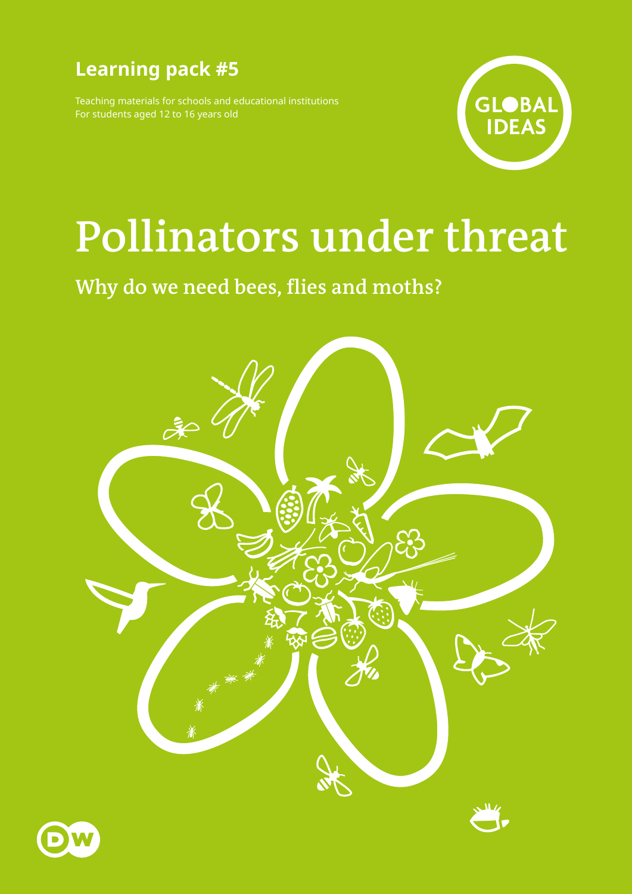**Learning pack #5**

Teaching materials for schools and educational institutions
For students aged 12 to 16 years old

GLOBAL IDEAS

# Pollinators under threat

## Why do we need bees, flies and moths?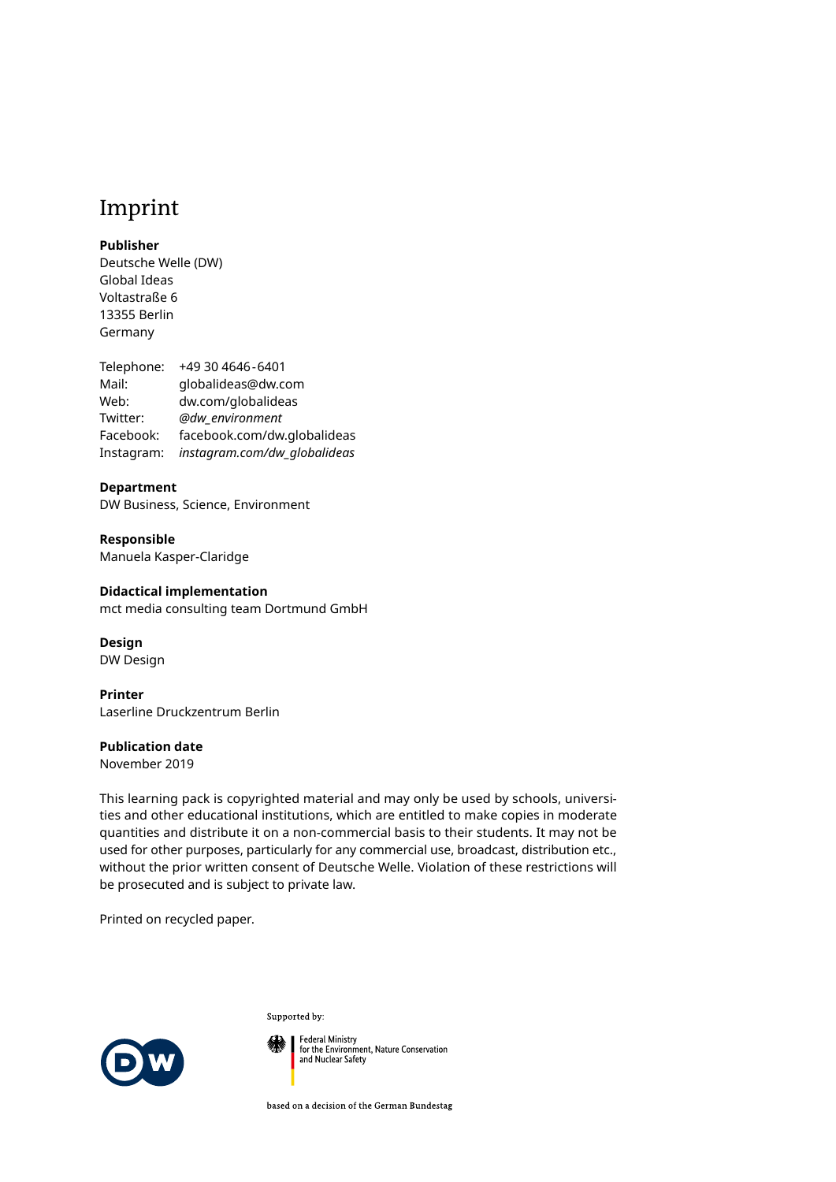# Imprint

**Publisher**
Deutsche Welle (DW)
Global Ideas
Voltastraße 6
13355 Berlin
Germany

Telephone: +49 30 4646-6401
Mail: globalideas@dw.com
Web: dw.com/globalideas
Twitter: *@dw_environment*
Facebook: facebook.com/dw.globalideas
Instagram: *instagram.com/dw_globalideas*

**Department**
DW Business, Science, Environment

**Responsible**
Manuela Kasper-Claridge

**Didactical implementation**
mct media consulting team Dortmund GmbH

**Design**
DW Design

**Printer**
Laserline Druckzentrum Berlin

**Publication date**
November 2019

This learning pack is copyrighted material and may only be used by schools, universities and other educational institutions, which are entitled to make copies in moderate quantities and distribute it on a non-commercial basis to their students. It may not be used for other purposes, particularly for any commercial use, broadcast, distribution etc., without the prior written consent of Deutsche Welle. Violation of these restrictions will be prosecuted and is subject to private law.

Printed on recycled paper.

Supported by:

Federal Ministry
for the Environment, Nature Conservation
and Nuclear Safety

based on a decision of the German Bundestag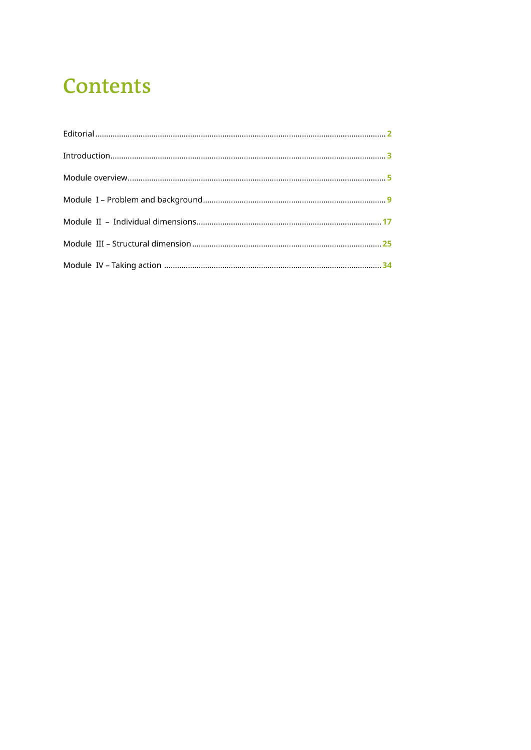# Contents

Editorial ........................................................................................................................................ 2

Introduction .................................................................................................................................. 3

Module overview .......................................................................................................................... 5

Module I – Problem and background ........................................................................................... 9

Module II – Individual dimensions ............................................................................................. 17

Module III – Structural dimension .............................................................................................. 25

Module IV – Taking action .......................................................................................................... 34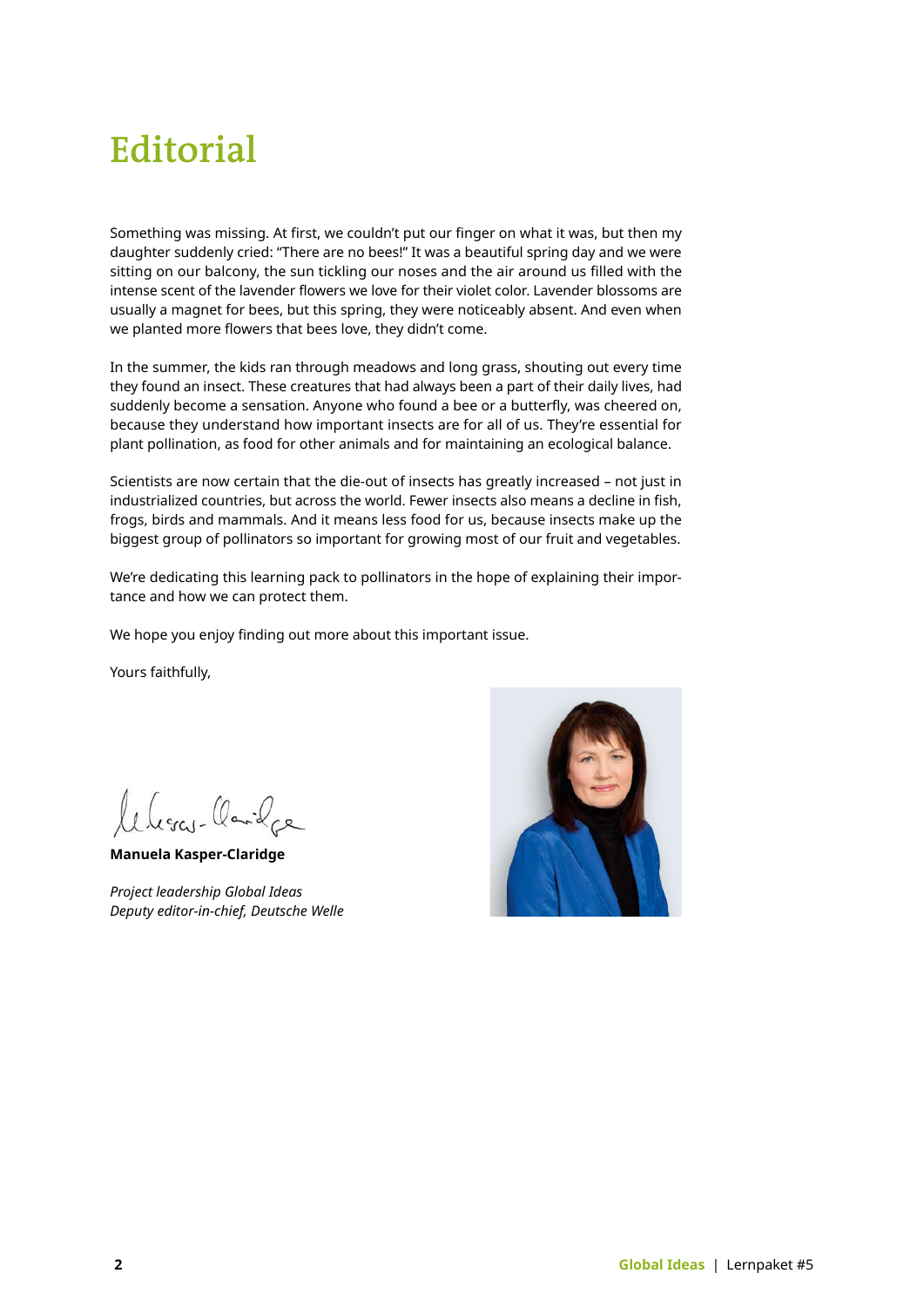# Editorial

Something was missing. At first, we couldn't put our finger on what it was, but then my daughter suddenly cried: "There are no bees!" It was a beautiful spring day and we were sitting on our balcony, the sun tickling our noses and the air around us filled with the intense scent of the lavender flowers we love for their violet color. Lavender blossoms are usually a magnet for bees, but this spring, they were noticeably absent. And even when we planted more flowers that bees love, they didn't come.

In the summer, the kids ran through meadows and long grass, shouting out every time they found an insect. These creatures that had always been a part of their daily lives, had suddenly become a sensation. Anyone who found a bee or a butterfly, was cheered on, because they understand how important insects are for all of us. They're essential for plant pollination, as food for other animals and for maintaining an ecological balance.

Scientists are now certain that the die-out of insects has greatly increased – not just in industrialized countries, but across the world. Fewer insects also means a decline in fish, frogs, birds and mammals. And it means less food for us, because insects make up the biggest group of pollinators so important for growing most of our fruit and vegetables.

We're dedicating this learning pack to pollinators in the hope of explaining their importance and how we can protect them.

We hope you enjoy finding out more about this important issue.

Yours faithfully,

**Manuela Kasper-Claridge**

*Project leadership Global Ideas*
*Deputy editor-in-chief, Deutsche Welle*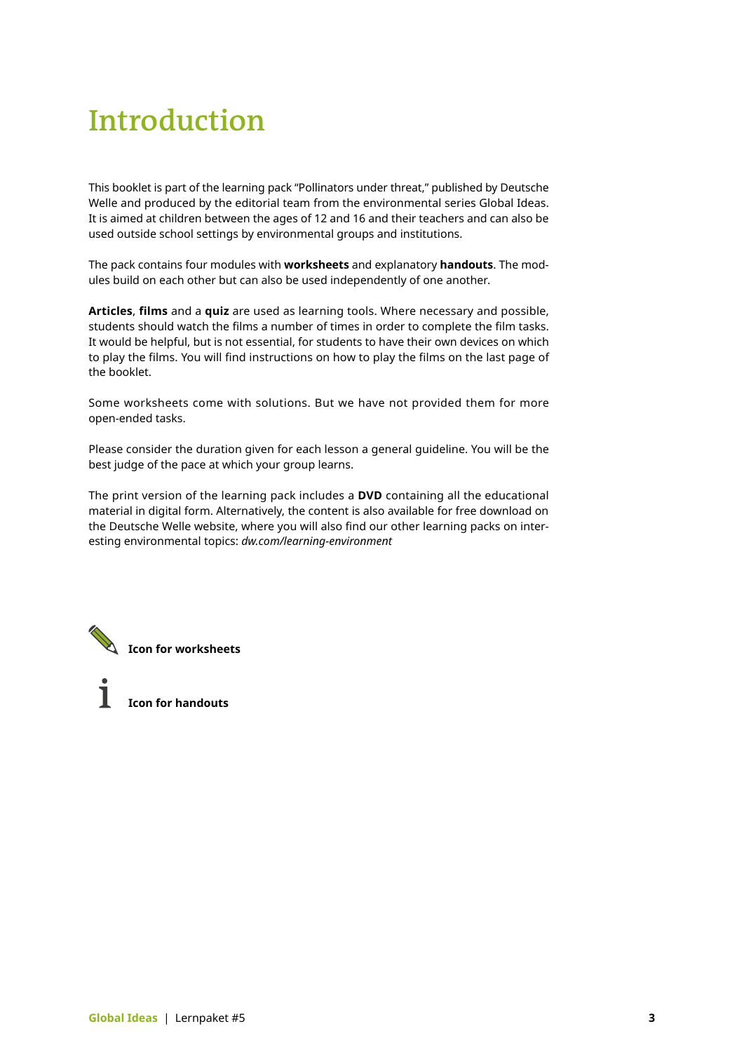# Introduction

This booklet is part of the learning pack "Pollinators under threat," published by Deutsche Welle and produced by the editorial team from the environmental series Global Ideas. It is aimed at children between the ages of 12 and 16 and their teachers and can also be used outside school settings by environmental groups and institutions.

The pack contains four modules with **worksheets** and explanatory **handouts**. The modules build on each other but can also be used independently of one another.

**Articles**, **films** and a **quiz** are used as learning tools. Where necessary and possible, students should watch the films a number of times in order to complete the film tasks. It would be helpful, but is not essential, for students to have their own devices on which to play the films. You will find instructions on how to play the films on the last page of the booklet.

Some worksheets come with solutions. But we have not provided them for more open-ended tasks.

Please consider the duration given for each lesson a general guideline. You will be the best judge of the pace at which your group learns.

The print version of the learning pack includes a **DVD** containing all the educational material in digital form. Alternatively, the content is also available for free download on the Deutsche Welle website, where you will also find our other learning packs on interesting environmental topics: *dw.com/learning-environment*

**Icon for worksheets**

**Icon for handouts**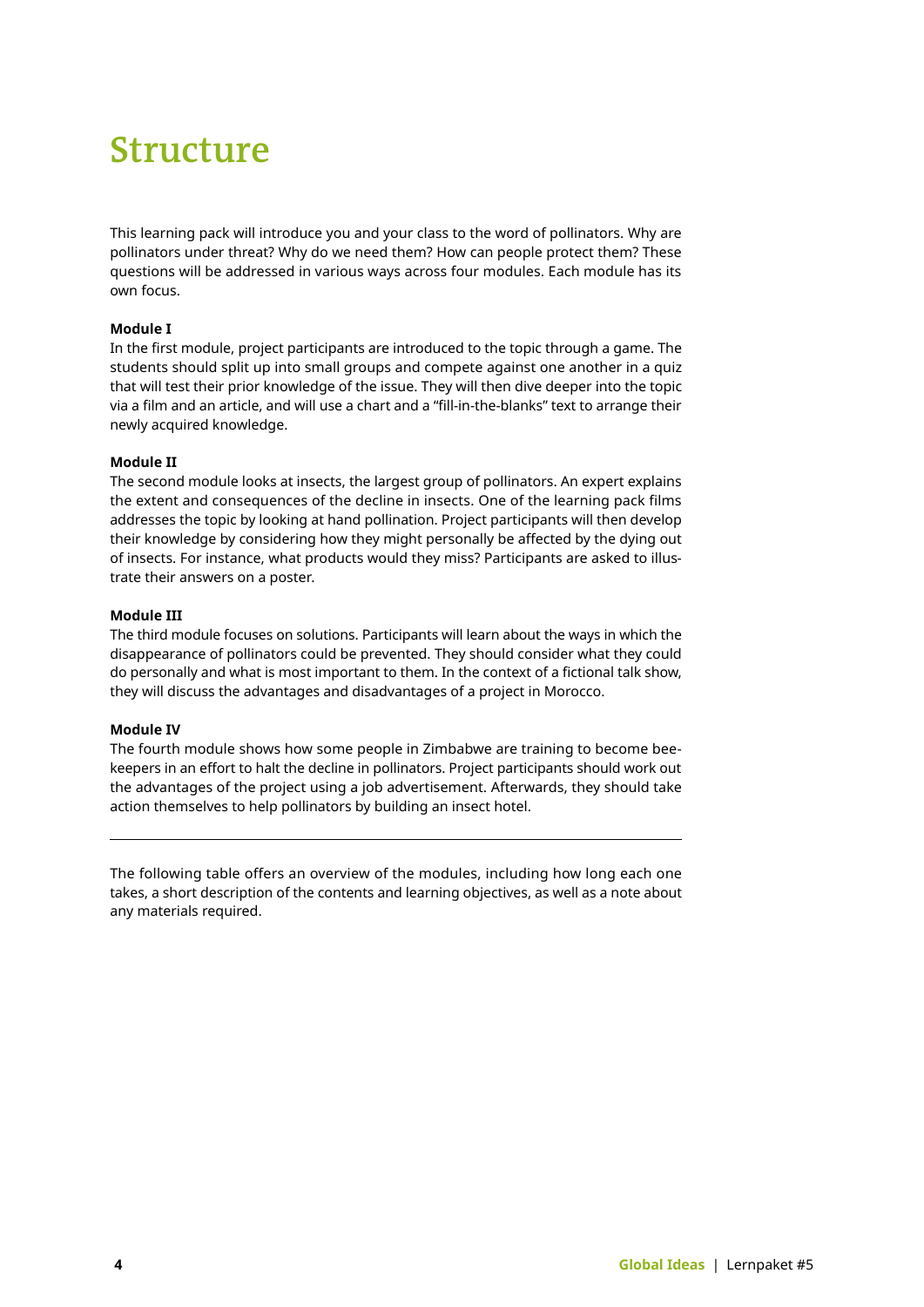# Structure

This learning pack will introduce you and your class to the word of pollinators. Why are pollinators under threat? Why do we need them? How can people protect them? These questions will be addressed in various ways across four modules. Each module has its own focus.

**Module I**
In the first module, project participants are introduced to the topic through a game. The students should split up into small groups and compete against one another in a quiz that will test their prior knowledge of the issue. They will then dive deeper into the topic via a film and an article, and will use a chart and a "fill-in-the-blanks" text to arrange their newly acquired knowledge.

**Module II**
The second module looks at insects, the largest group of pollinators. An expert explains the extent and consequences of the decline in insects. One of the learning pack films addresses the topic by looking at hand pollination. Project participants will then develop their knowledge by considering how they might personally be affected by the dying out of insects. For instance, what products would they miss? Participants are asked to illustrate their answers on a poster.

**Module III**
The third module focuses on solutions. Participants will learn about the ways in which the disappearance of pollinators could be prevented. They should consider what they could do personally and what is most important to them. In the context of a fictional talk show, they will discuss the advantages and disadvantages of a project in Morocco.

**Module IV**
The fourth module shows how some people in Zimbabwe are training to become beekeepers in an effort to halt the decline in pollinators. Project participants should work out the advantages of the project using a job advertisement. Afterwards, they should take action themselves to help pollinators by building an insect hotel.

---

The following table offers an overview of the modules, including how long each one takes, a short description of the contents and learning objectives, as well as a note about any materials required.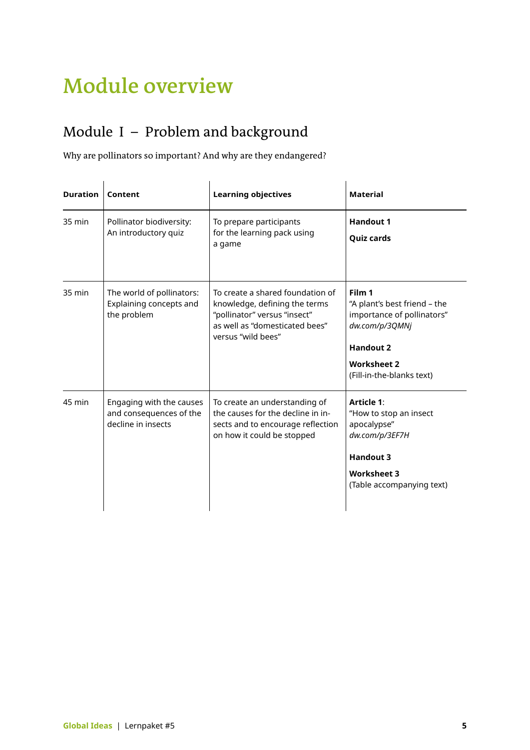# Module overview

## Module I – Problem and background

Why are pollinators so important? And why are they endangered?

| Duration | Content | Learning objectives | Material |
|---|---|---|---|
| 35 min | Pollinator biodiversity: An introductory quiz | To prepare participants for the learning pack using a game | **Handout 1**<br>**Quiz cards** |
| 35 min | The world of pollinators: Explaining concepts and the problem | To create a shared foundation of knowledge, defining the terms "pollinator" versus "insect" as well as "domesticated bees" versus "wild bees" | **Film 1**<br>"A plant's best friend – the importance of pollinators"<br>*dw.com/p/3QMNj*<br>**Handout 2**<br>**Worksheet 2**<br>(Fill-in-the-blanks text) |
| 45 min | Engaging with the causes and consequences of the decline in insects | To create an understanding of the causes for the decline in insects and to encourage reflection on how it could be stopped | **Article 1**:<br>"How to stop an insect apocalypse"<br>*dw.com/p/3EF7H*<br>**Handout 3**<br>**Worksheet 3**<br>(Table accompanying text) |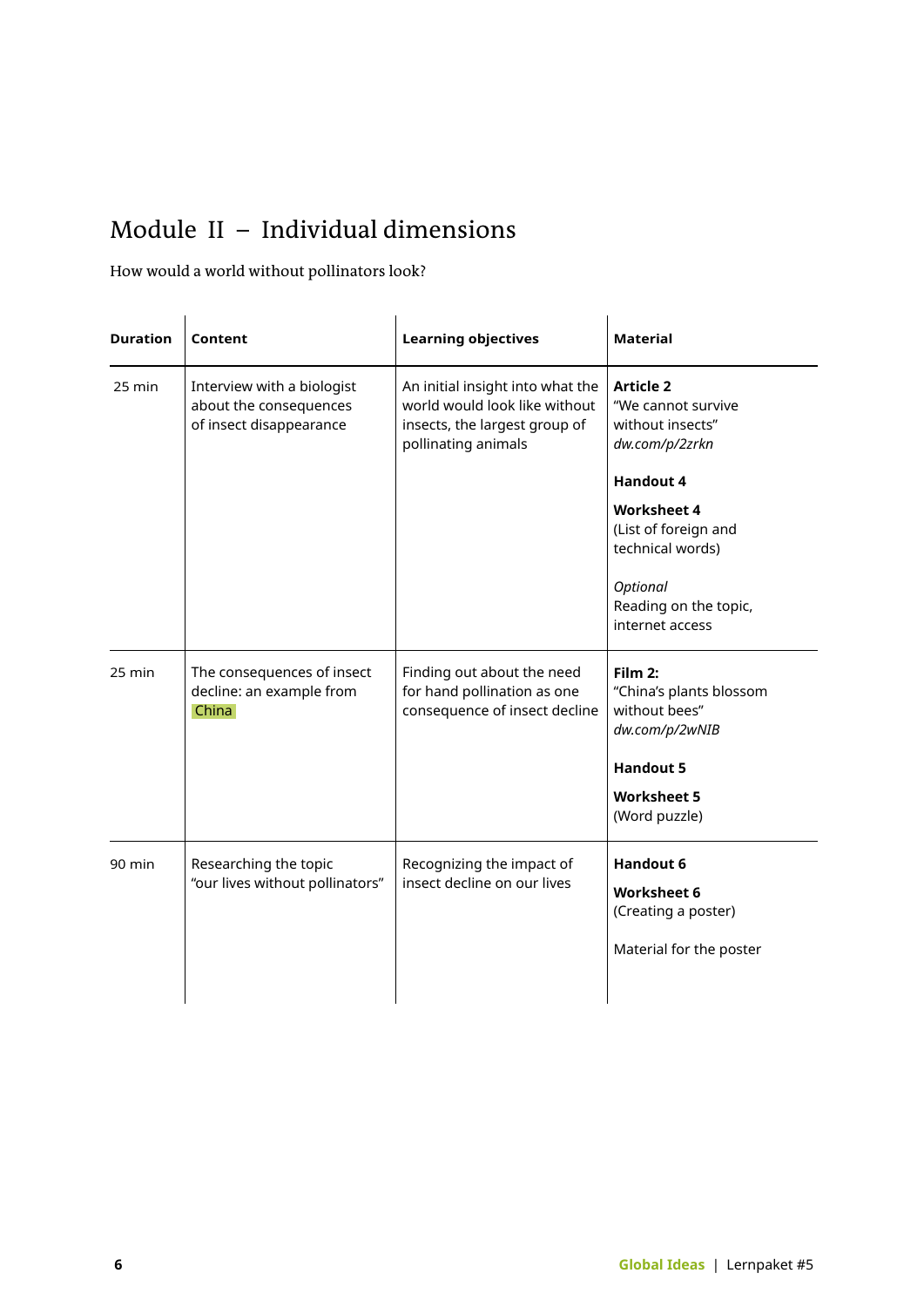# Module II – Individual dimensions

How would a world without pollinators look?

| Duration | Content | Learning objectives | Material |
|---|---|---|---|
| 25 min | Interview with a biologist about the consequences of insect disappearance | An initial insight into what the world would look like without insects, the largest group of pollinating animals | **Article 2**<br>"We cannot survive without insects"<br>*dw.com/p/2zrkn*<br><br>**Handout 4**<br><br>**Worksheet 4**<br>(List of foreign and technical words)<br><br>*Optional*<br>Reading on the topic, internet access |
| 25 min | The consequences of insect decline: an example from China | Finding out about the need for hand pollination as one consequence of insect decline | **Film 2:**<br>"China's plants blossom without bees"<br>*dw.com/p/2wNIB*<br><br>**Handout 5**<br><br>**Worksheet 5**<br>(Word puzzle) |
| 90 min | Researching the topic "our lives without pollinators" | Recognizing the impact of insect decline on our lives | **Handout 6**<br><br>**Worksheet 6**<br>(Creating a poster)<br><br>Material for the poster |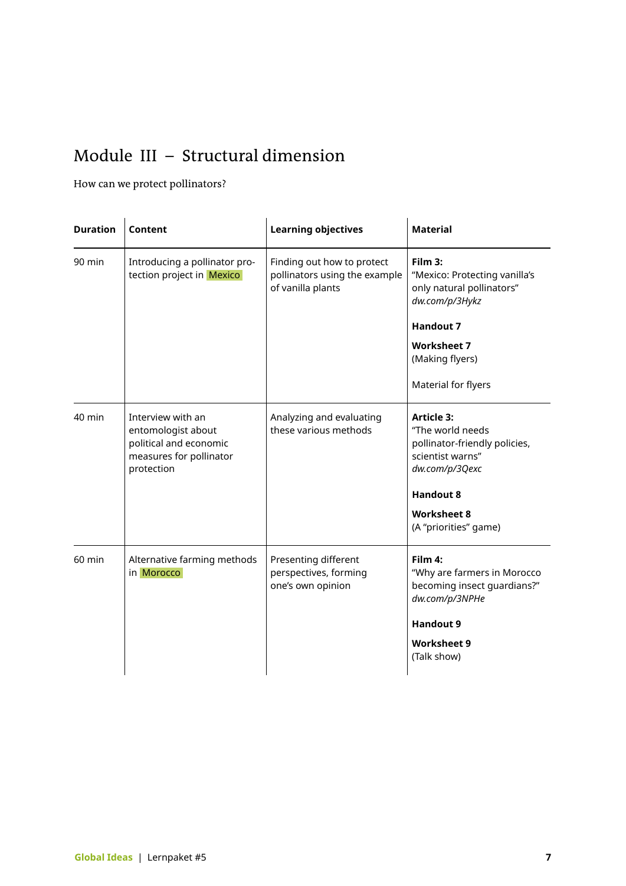# Module III – Structural dimension

How can we protect pollinators?

| Duration | Content | Learning objectives | Material |
|---|---|---|---|
| 90 min | Introducing a pollinator protection project in Mexico | Finding out how to protect pollinators using the example of vanilla plants | **Film 3:** "Mexico: Protecting vanilla's only natural pollinators" *dw.com/p/3Hykz*<br><br>**Handout 7**<br><br>**Worksheet 7** (Making flyers)<br><br>Material for flyers |
| 40 min | Interview with an entomologist about political and economic measures for pollinator protection | Analyzing and evaluating these various methods | **Article 3:** "The world needs pollinator-friendly policies, scientist warns" *dw.com/p/3Qexc*<br><br>**Handout 8**<br><br>**Worksheet 8** (A "priorities" game) |
| 60 min | Alternative farming methods in Morocco | Presenting different perspectives, forming one's own opinion | **Film 4:** "Why are farmers in Morocco becoming insect guardians?" *dw.com/p/3NPHe*<br><br>**Handout 9**<br><br>**Worksheet 9** (Talk show) |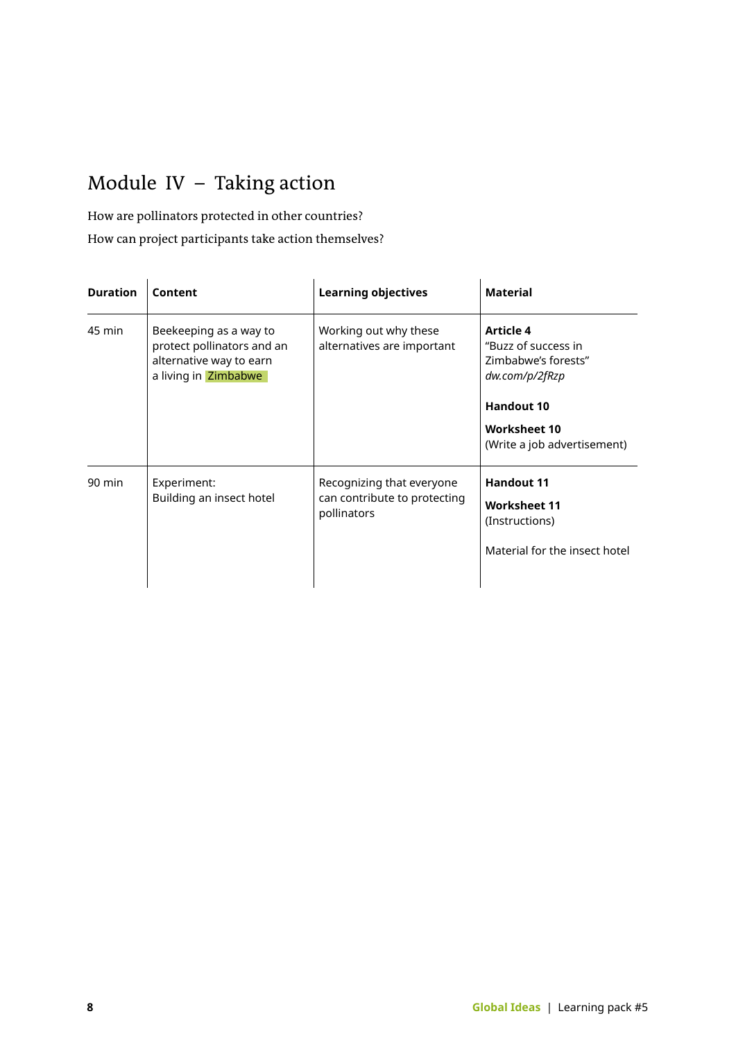## Module IV – Taking action

How are pollinators protected in other countries?

How can project participants take action themselves?

| Duration | Content | Learning objectives | Material |
|---|---|---|---|
| 45 min | Beekeeping as a way to protect pollinators and an alternative way to earn a living in Zimbabwe | Working out why these alternatives are important | **Article 4** "Buzz of success in Zimbabwe's forests" *dw.com/p/2fRzp*<br><br>**Handout 10**<br><br>**Worksheet 10** (Write a job advertisement) |
| 90 min | Experiment: Building an insect hotel | Recognizing that everyone can contribute to protecting pollinators | **Handout 11**<br><br>**Worksheet 11** (Instructions)<br><br>Material for the insect hotel |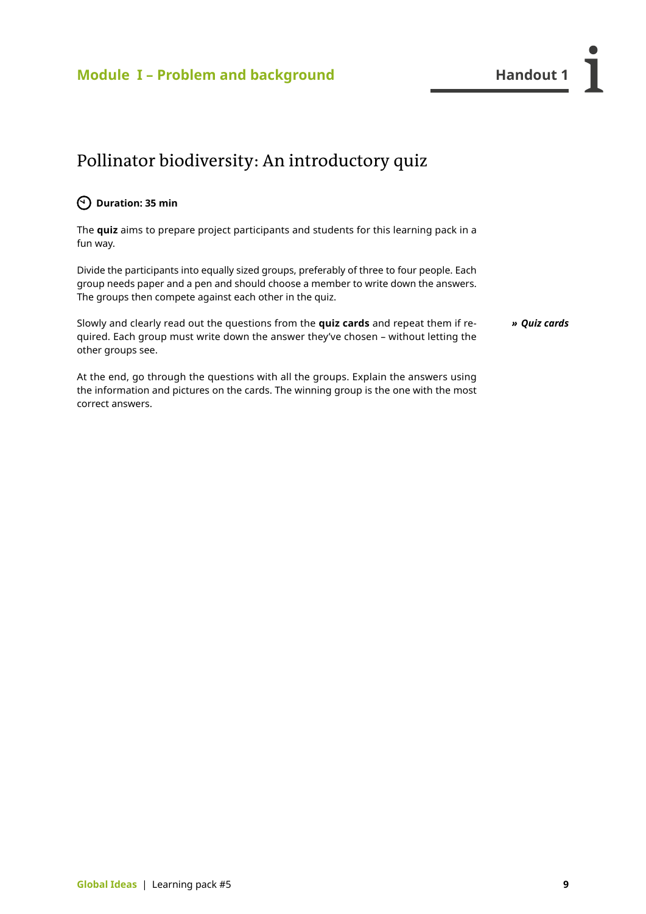## Module I – Problem and background

**Handout 1**

# Pollinator biodiversity: An introductory quiz

**Duration: 35 min**

The **quiz** aims to prepare project participants and students for this learning pack in a fun way.

Divide the participants into equally sized groups, preferably of three to four people. Each group needs paper and a pen and should choose a member to write down the answers. The groups then compete against each other in the quiz.

Slowly and clearly read out the questions from the **quiz cards** and repeat them if required. Each group must write down the answer they've chosen – without letting the other groups see.

***» Quiz cards***

At the end, go through the questions with all the groups. Explain the answers using the information and pictures on the cards. The winning group is the one with the most correct answers.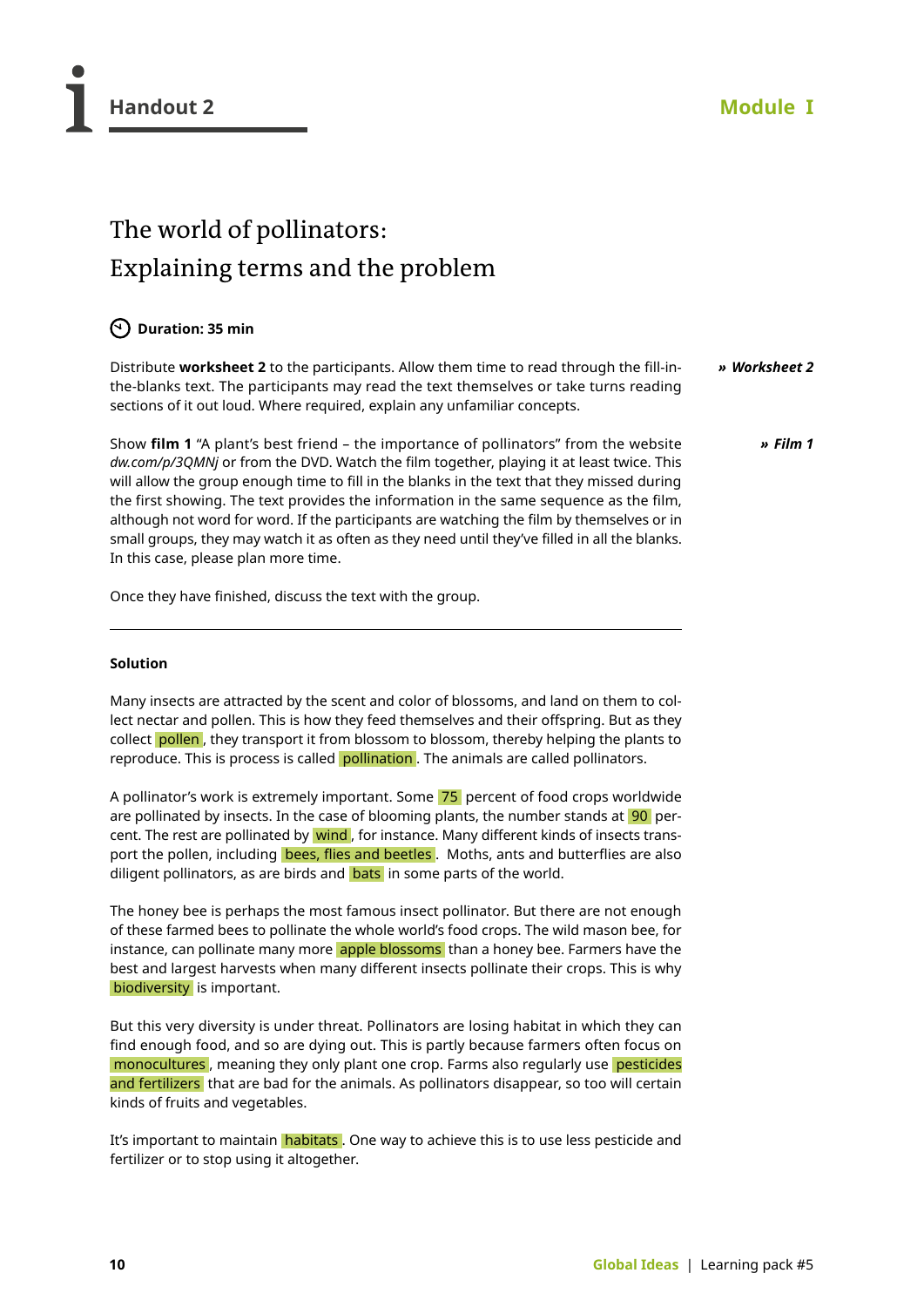# Handout 2

Module I

## The world of pollinators: Explaining terms and the problem

**Duration: 35 min**

Distribute **worksheet 2** to the participants. Allow them time to read through the fill-in-the-blanks text. The participants may read the text themselves or take turns reading sections of it out loud. Where required, explain any unfamiliar concepts.

*» Worksheet 2*

Show **film 1** "A plant's best friend – the importance of pollinators" from the website *dw.com/p/3QMNj* or from the DVD. Watch the film together, playing it at least twice. This will allow the group enough time to fill in the blanks in the text that they missed during the first showing. The text provides the information in the same sequence as the film, although not word for word. If the participants are watching the film by themselves or in small groups, they may watch it as often as they need until they've filled in all the blanks. In this case, please plan more time.

*» Film 1*

Once they have finished, discuss the text with the group.

---

**Solution**

Many insects are attracted by the scent and color of blossoms, and land on them to collect nectar and pollen. This is how they feed themselves and their offspring. But as they collect pollen, they transport it from blossom to blossom, thereby helping the plants to reproduce. This is process is called pollination. The animals are called pollinators.

A pollinator's work is extremely important. Some 75 percent of food crops worldwide are pollinated by insects. In the case of blooming plants, the number stands at 90 percent. The rest are pollinated by wind, for instance. Many different kinds of insects transport the pollen, including bees, flies and beetles. Moths, ants and butterflies are also diligent pollinators, as are birds and bats in some parts of the world.

The honey bee is perhaps the most famous insect pollinator. But there are not enough of these farmed bees to pollinate the whole world's food crops. The wild mason bee, for instance, can pollinate many more apple blossoms than a honey bee. Farmers have the best and largest harvests when many different insects pollinate their crops. This is why biodiversity is important.

But this very diversity is under threat. Pollinators are losing habitat in which they can find enough food, and so are dying out. This is partly because farmers often focus on monocultures, meaning they only plant one crop. Farms also regularly use pesticides and fertilizers that are bad for the animals. As pollinators disappear, so too will certain kinds of fruits and vegetables.

It's important to maintain habitats. One way to achieve this is to use less pesticide and fertilizer or to stop using it altogether.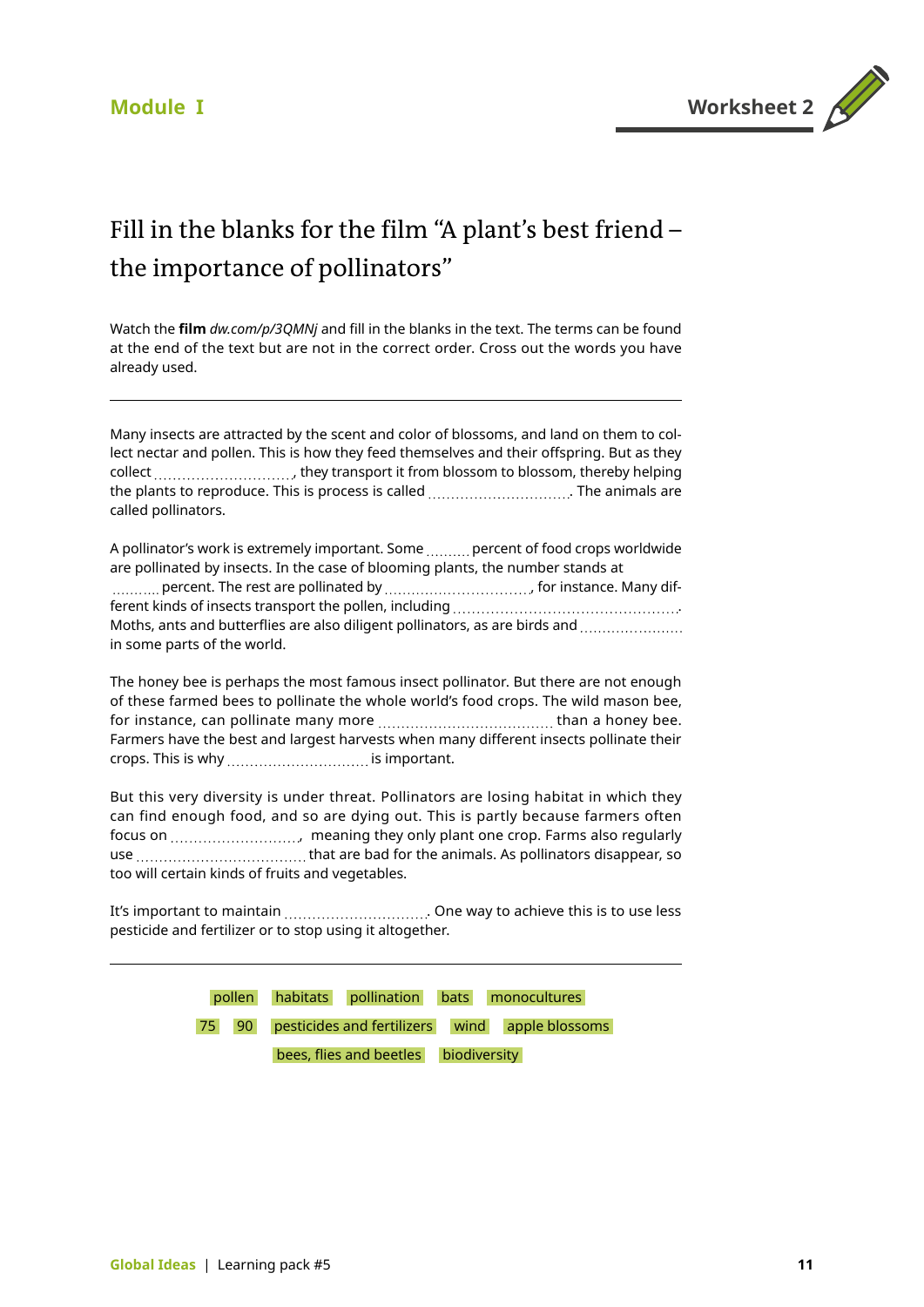Module I

Worksheet 2

# Fill in the blanks for the film "A plant's best friend – the importance of pollinators"

Watch the **film** *dw.com/p/3QMNj* and fill in the blanks in the text. The terms can be found at the end of the text but are not in the correct order. Cross out the words you have already used.

---

Many insects are attracted by the scent and color of blossoms, and land on them to collect nectar and pollen. This is how they feed themselves and their offspring. But as they collect ............................, they transport it from blossom to blossom, thereby helping the plants to reproduce. This is process is called ............................... The animals are called pollinators.

A pollinator's work is extremely important. Some ......... percent of food crops worldwide are pollinated by insects. In the case of blooming plants, the number stands at .......... percent. The rest are pollinated by .............................., for instance. Many different kinds of insects transport the pollen, including ............................................... Moths, ants and butterflies are also diligent pollinators, as are birds and ...................... in some parts of the world.

The honey bee is perhaps the most famous insect pollinator. But there are not enough of these farmed bees to pollinate the whole world's food crops. The wild mason bee, for instance, can pollinate many more .................................... than a honey bee. Farmers have the best and largest harvests when many different insects pollinate their crops. This is why .............................. is important.

But this very diversity is under threat. Pollinators are losing habitat in which they can find enough food, and so are dying out. This is partly because farmers often focus on ..........................., meaning they only plant one crop. Farms also regularly use .................................... that are bad for the animals. As pollinators disappear, so too will certain kinds of fruits and vegetables.

It's important to maintain ............................... One way to achieve this is to use less pesticide and fertilizer or to stop using it altogether.

---

pollen | habitats | pollination | bats | monocultures

75 | 90 | pesticides and fertilizers | wind | apple blossoms

bees, flies and beetles | biodiversity

Global Ideas | Learning pack #5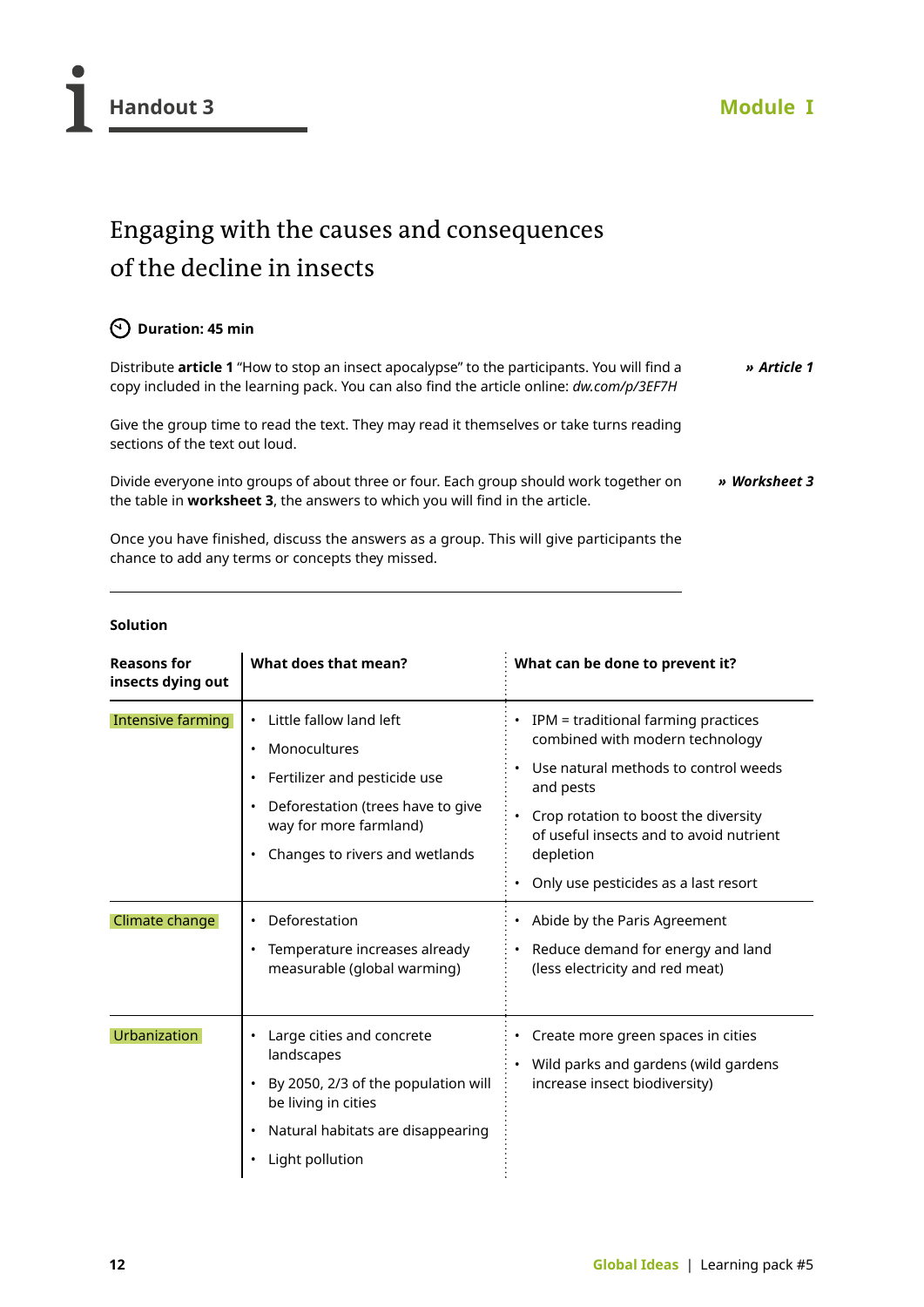# Handout 3

**Module I**

## Engaging with the causes and consequences of the decline in insects

**Duration: 45 min**

Distribute **article 1** "How to stop an insect apocalypse" to the participants. You will find a copy included in the learning pack. You can also find the article online: *dw.com/p/3EF7H*

*» Article 1*

Give the group time to read the text. They may read it themselves or take turns reading sections of the text out loud.

Divide everyone into groups of about three or four. Each group should work together on the table in **worksheet 3**, the answers to which you will find in the article.

*» Worksheet 3*

Once you have finished, discuss the answers as a group. This will give participants the chance to add any terms or concepts they missed.

**Solution**

| Reasons for insects dying out | What does that mean? | What can be done to prevent it? |
|---|---|---|
| Intensive farming | • Little fallow land left<br>• Monocultures<br>• Fertilizer and pesticide use<br>• Deforestation (trees have to give way for more farmland)<br>• Changes to rivers and wetlands | • IPM = traditional farming practices combined with modern technology<br>• Use natural methods to control weeds and pests<br>• Crop rotation to boost the diversity of useful insects and to avoid nutrient depletion<br>• Only use pesticides as a last resort |
| Climate change | • Deforestation<br>• Temperature increases already measurable (global warming) | • Abide by the Paris Agreement<br>• Reduce demand for energy and land (less electricity and red meat) |
| Urbanization | • Large cities and concrete landscapes<br>• By 2050, 2/3 of the population will be living in cities<br>• Natural habitats are disappearing<br>• Light pollution | • Create more green spaces in cities<br>• Wild parks and gardens (wild gardens increase insect biodiversity) |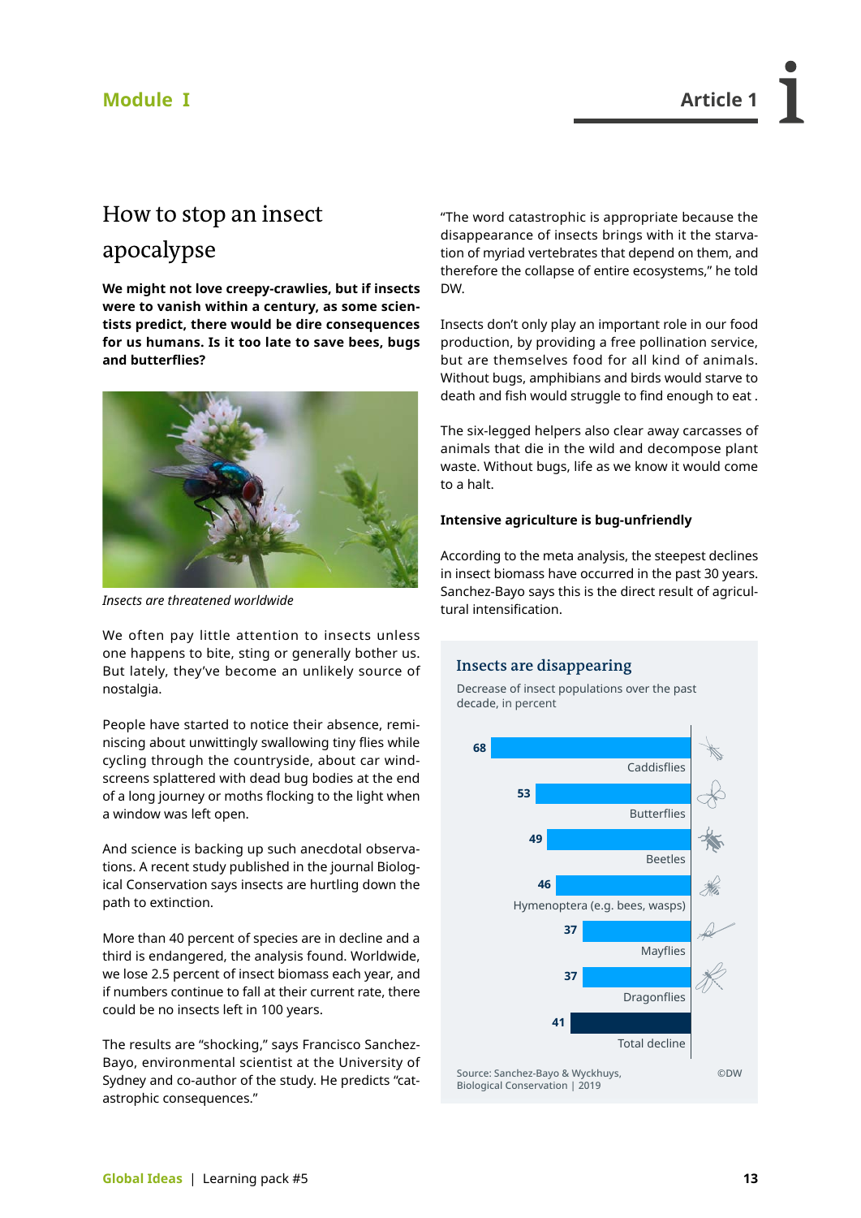# How to stop an insect apocalypse

**We might not love creepy-crawlies, but if insects were to vanish within a century, as some scientists predict, there would be dire consequences for us humans. Is it too late to save bees, bugs and butterflies?**

*Insects are threatened worldwide*

We often pay little attention to insects unless one happens to bite, sting or generally bother us. But lately, they've become an unlikely source of nostalgia.

People have started to notice their absence, reminiscing about unwittingly swallowing tiny flies while cycling through the countryside, about car windscreens splattered with dead bug bodies at the end of a long journey or moths flocking to the light when a window was left open.

And science is backing up such anecdotal observations. A recent study published in the journal Biological Conservation says insects are hurtling down the path to extinction.

More than 40 percent of species are in decline and a third is endangered, the analysis found. Worldwide, we lose 2.5 percent of insect biomass each year, and if numbers continue to fall at their current rate, there could be no insects left in 100 years.

The results are "shocking," says Francisco Sanchez-Bayo, environmental scientist at the University of Sydney and co-author of the study. He predicts "catastrophic consequences."

"The word catastrophic is appropriate because the disappearance of insects brings with it the starvation of myriad vertebrates that depend on them, and therefore the collapse of entire ecosystems," he told DW.

Insects don't only play an important role in our food production, by providing a free pollination service, but are themselves food for all kind of animals. Without bugs, amphibians and birds would starve to death and fish would struggle to find enough to eat .

The six-legged helpers also clear away carcasses of animals that die in the wild and decompose plant waste. Without bugs, life as we know it would come to a halt.

**Intensive agriculture is bug-unfriendly**

According to the meta analysis, the steepest declines in insect biomass have occurred in the past 30 years. Sanchez-Bayo says this is the direct result of agricultural intensification.

**Insects are disappearing**

Decrease of insect populations over the past decade, in percent

| Insect group | Decrease (%) |
|---|---|
| Caddisflies | 68 |
| Butterflies | 53 |
| Beetles | 49 |
| Hymenoptera (e.g. bees, wasps) | 46 |
| Mayflies | 37 |
| Dragonflies | 37 |
| Total decline | 41 |

Source: Sanchez-Bayo & Wyckhuys, Biological Conservation | 2019 ©DW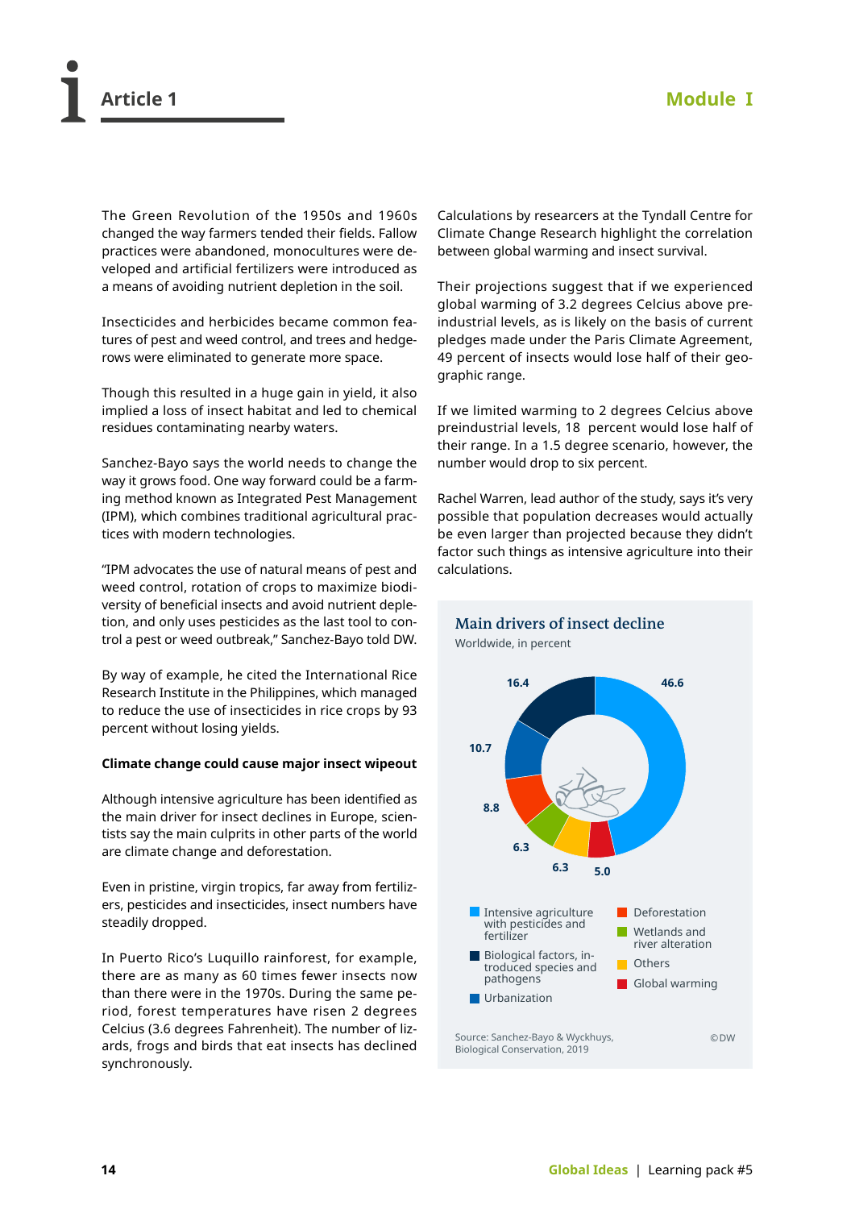# Article 1

The Green Revolution of the 1950s and 1960s changed the way farmers tended their fields. Fallow practices were abandoned, monocultures were developed and artificial fertilizers were introduced as a means of avoiding nutrient depletion in the soil.

Insecticides and herbicides became common features of pest and weed control, and trees and hedgerows were eliminated to generate more space.

Though this resulted in a huge gain in yield, it also implied a loss of insect habitat and led to chemical residues contaminating nearby waters.

Sanchez-Bayo says the world needs to change the way it grows food. One way forward could be a farming method known as Integrated Pest Management (IPM), which combines traditional agricultural practices with modern technologies.

"IPM advocates the use of natural means of pest and weed control, rotation of crops to maximize biodiversity of beneficial insects and avoid nutrient depletion, and only uses pesticides as the last tool to control a pest or weed outbreak," Sanchez-Bayo told DW.

By way of example, he cited the International Rice Research Institute in the Philippines, which managed to reduce the use of insecticides in rice crops by 93 percent without losing yields.

**Climate change could cause major insect wipeout**

Although intensive agriculture has been identified as the main driver for insect declines in Europe, scientists say the main culprits in other parts of the world are climate change and deforestation.

Even in pristine, virgin tropics, far away from fertilizers, pesticides and insecticides, insect numbers have steadily dropped.

In Puerto Rico's Luquillo rainforest, for example, there are as many as 60 times fewer insects now than there were in the 1970s. During the same period, forest temperatures have risen 2 degrees Celcius (3.6 degrees Fahrenheit). The number of lizards, frogs and birds that eat insects has declined synchronously.

Calculations by researcers at the Tyndall Centre for Climate Change Research highlight the correlation between global warming and insect survival.

Their projections suggest that if we experienced global warming of 3.2 degrees Celcius above pre-industrial levels, as is likely on the basis of current pledges made under the Paris Climate Agreement, 49 percent of insects would lose half of their geographic range.

If we limited warming to 2 degrees Celcius above preindustrial levels, 18 percent would lose half of their range. In a 1.5 degree scenario, however, the number would drop to six percent.

Rachel Warren, lead author of the study, says it's very possible that population decreases would actually be even larger than projected because they didn't factor such things as intensive agriculture into their calculations.

**Main drivers of insect decline**

Worldwide, in percent

| Driver | Percent |
|---|---|
| Intensive agriculture with pesticides and fertilizer | 46.6 |
| Biological factors, introduced species and pathogens | 16.4 |
| Urbanization | 10.7 |
| Deforestation | 8.8 |
| Wetlands and river alteration | 6.3 |
| Others | 6.3 |
| Global warming | 5.0 |

Source: Sanchez-Bayo & Wyckhuys, Biological Conservation, 2019 ©DW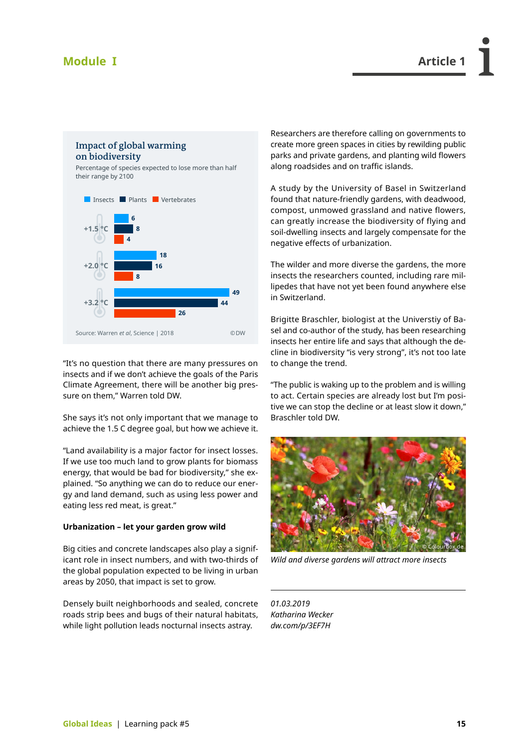### Impact of global warming on biodiversity

Percentage of species expected to lose more than half their range by 2100

| | Insects | Plants | Vertebrates |
|---|---|---|---|
| +1.5 °C | 6 | 8 | 4 |
| +2.0 °C | 18 | 16 | 8 |
| +3.2 °C | 49 | 44 | 26 |

Source: Warren *et al*, Science | 2018 ©DW

"It's no question that there are many pressures on insects and if we don't achieve the goals of the Paris Climate Agreement, there will be another big pressure on them," Warren told DW.

She says it's not only important that we manage to achieve the 1.5 C degree goal, but how we achieve it.

"Land availability is a major factor for insect losses. If we use too much land to grow plants for biomass energy, that would be bad for biodiversity," she explained. "So anything we can do to reduce our energy and land demand, such as using less power and eating less red meat, is great."

**Urbanization – let your garden grow wild**

Big cities and concrete landscapes also play a significant role in insect numbers, and with two-thirds of the global population expected to be living in urban areas by 2050, that impact is set to grow.

Densely built neighborhoods and sealed, concrete roads strip bees and bugs of their natural habitats, while light pollution leads nocturnal insects astray.

Researchers are therefore calling on governments to create more green spaces in cities by rewilding public parks and private gardens, and planting wild flowers along roadsides and on traffic islands.

A study by the University of Basel in Switzerland found that nature-friendly gardens, with deadwood, compost, unmowed grassland and native flowers, can greatly increase the biodiversity of flying and soil-dwelling insects and largely compensate for the negative effects of urbanization.

The wilder and more diverse the gardens, the more insects the researchers counted, including rare millipedes that have not yet been found anywhere else in Switzerland.

Brigitte Braschler, biologist at the Universtiy of Basel and co-author of the study, has been researching insects her entire life and says that although the decline in biodiversity "is very strong", it's not too late to change the trend.

"The public is waking up to the problem and is willing to act. Certain species are already lost but I'm positive we can stop the decline or at least slow it down," Braschler told DW.

*Wild and diverse gardens will attract more insects*

*01.03.2019*
*Katharina Wecker*
*dw.com/p/3EF7H*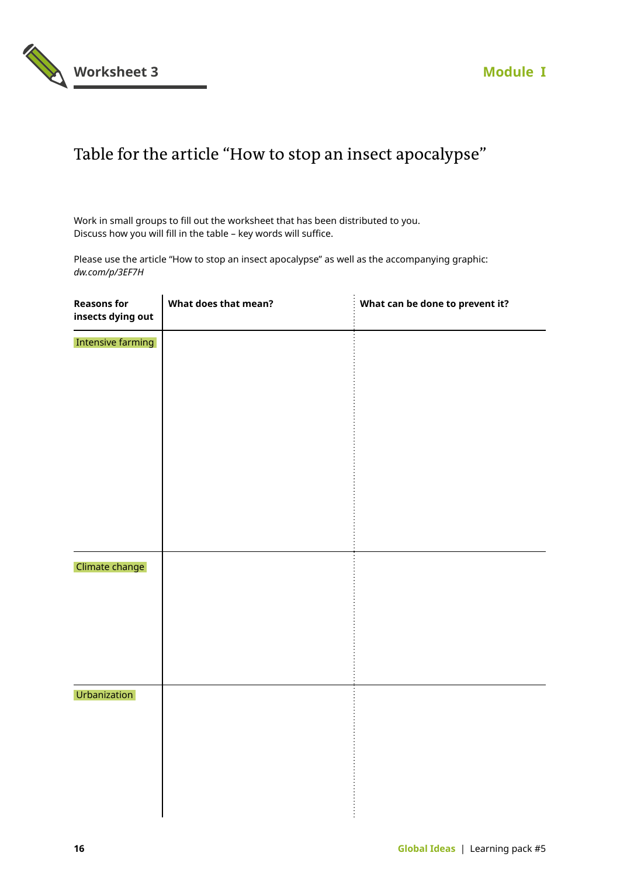Worksheet 3

Module I

# Table for the article “How to stop an insect apocalypse”

Work in small groups to fill out the worksheet that has been distributed to you.
Discuss how you will fill in the table – key words will suffice.

Please use the article “How to stop an insect apocalypse” as well as the accompanying graphic:
*dw.com/p/3EF7H*

| Reasons for insects dying out | What does that mean? | What can be done to prevent it? |
|---|---|---|
| Intensive farming | | |
| Climate change | | |
| Urbanization | | |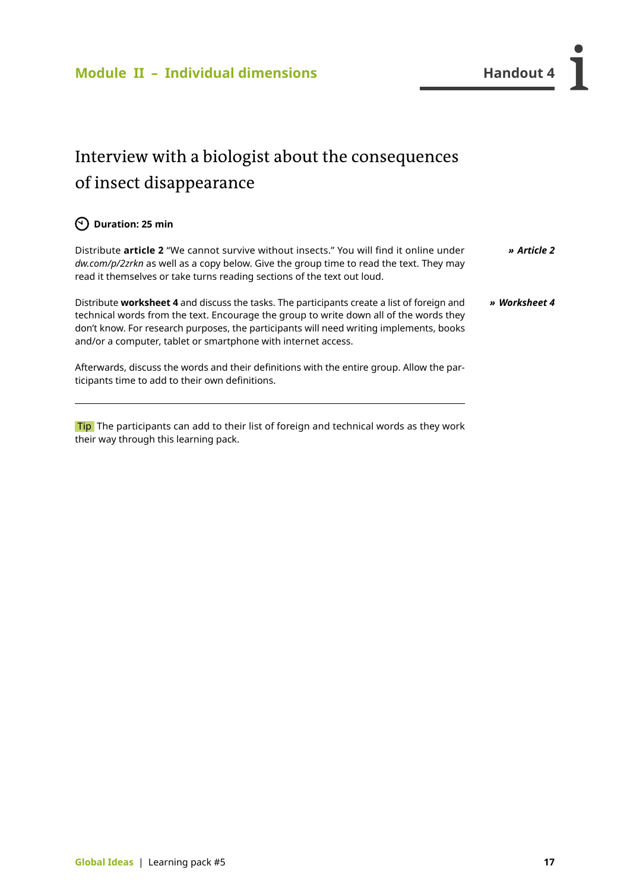Module II – Individual dimensions

Handout 4

# Interview with a biologist about the consequences of insect disappearance

**Duration: 25 min**

Distribute **article 2** "We cannot survive without insects." You will find it online under *dw.com/p/2zrkn* as well as a copy below. Give the group time to read the text. They may read it themselves or take turns reading sections of the text out loud.

***» Article 2***

Distribute **worksheet 4** and discuss the tasks. The participants create a list of foreign and technical words from the text. Encourage the group to write down all of the words they don't know. For research purposes, the participants will need writing implements, books and/or a computer, tablet or smartphone with internet access.

***» Worksheet 4***

Afterwards, discuss the words and their definitions with the entire group. Allow the participants time to add to their own definitions.

---

Tip The participants can add to their list of foreign and technical words as they work their way through this learning pack.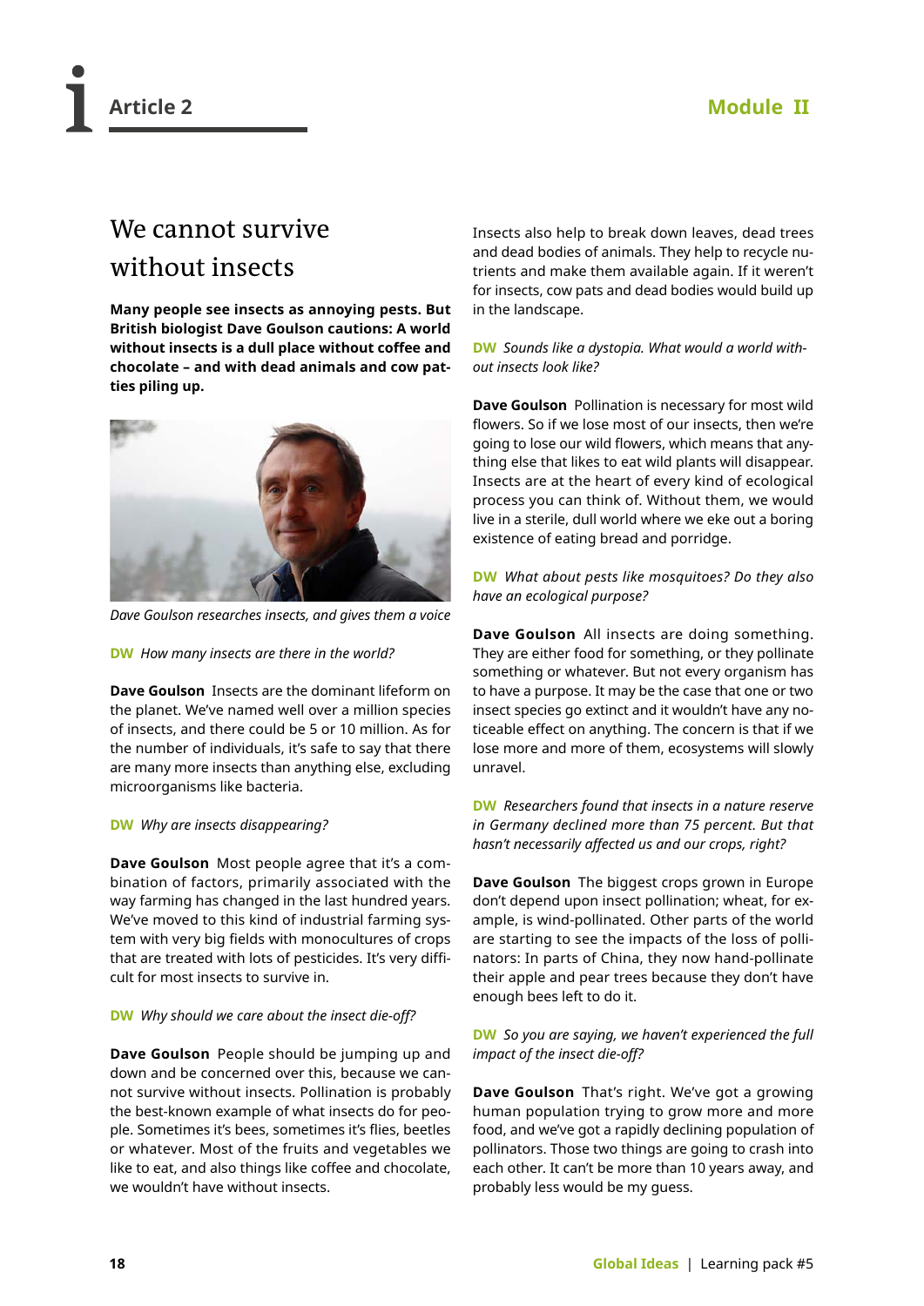Article 2

Module II

# We cannot survive without insects

**Many people see insects as annoying pests. But British biologist Dave Goulson cautions: A world without insects is a dull place without coffee and chocolate – and with dead animals and cow patties piling up.**

*Dave Goulson researches insects, and gives them a voice*

**DW** *How many insects are there in the world?*

**Dave Goulson** Insects are the dominant lifeform on the planet. We've named well over a million species of insects, and there could be 5 or 10 million. As for the number of individuals, it's safe to say that there are many more insects than anything else, excluding microorganisms like bacteria.

**DW** *Why are insects disappearing?*

**Dave Goulson** Most people agree that it's a combination of factors, primarily associated with the way farming has changed in the last hundred years. We've moved to this kind of industrial farming system with very big fields with monocultures of crops that are treated with lots of pesticides. It's very difficult for most insects to survive in.

**DW** *Why should we care about the insect die-off?*

**Dave Goulson** People should be jumping up and down and be concerned over this, because we cannot survive without insects. Pollination is probably the best-known example of what insects do for people. Sometimes it's bees, sometimes it's flies, beetles or whatever. Most of the fruits and vegetables we like to eat, and also things like coffee and chocolate, we wouldn't have without insects.

Insects also help to break down leaves, dead trees and dead bodies of animals. They help to recycle nutrients and make them available again. If it weren't for insects, cow pats and dead bodies would build up in the landscape.

**DW** *Sounds like a dystopia. What would a world without insects look like?*

**Dave Goulson** Pollination is necessary for most wild flowers. So if we lose most of our insects, then we're going to lose our wild flowers, which means that anything else that likes to eat wild plants will disappear. Insects are at the heart of every kind of ecological process you can think of. Without them, we would live in a sterile, dull world where we eke out a boring existence of eating bread and porridge.

**DW** *What about pests like mosquitoes? Do they also have an ecological purpose?*

**Dave Goulson** All insects are doing something. They are either food for something, or they pollinate something or whatever. But not every organism has to have a purpose. It may be the case that one or two insect species go extinct and it wouldn't have any noticeable effect on anything. The concern is that if we lose more and more of them, ecosystems will slowly unravel.

**DW** *Researchers found that insects in a nature reserve in Germany declined more than 75 percent. But that hasn't necessarily affected us and our crops, right?*

**Dave Goulson** The biggest crops grown in Europe don't depend upon insect pollination; wheat, for example, is wind-pollinated. Other parts of the world are starting to see the impacts of the loss of pollinators: In parts of China, they now hand-pollinate their apple and pear trees because they don't have enough bees left to do it.

**DW** *So you are saying, we haven't experienced the full impact of the insect die-off?*

**Dave Goulson** That's right. We've got a growing human population trying to grow more and more food, and we've got a rapidly declining population of pollinators. Those two things are going to crash into each other. It can't be more than 10 years away, and probably less would be my guess.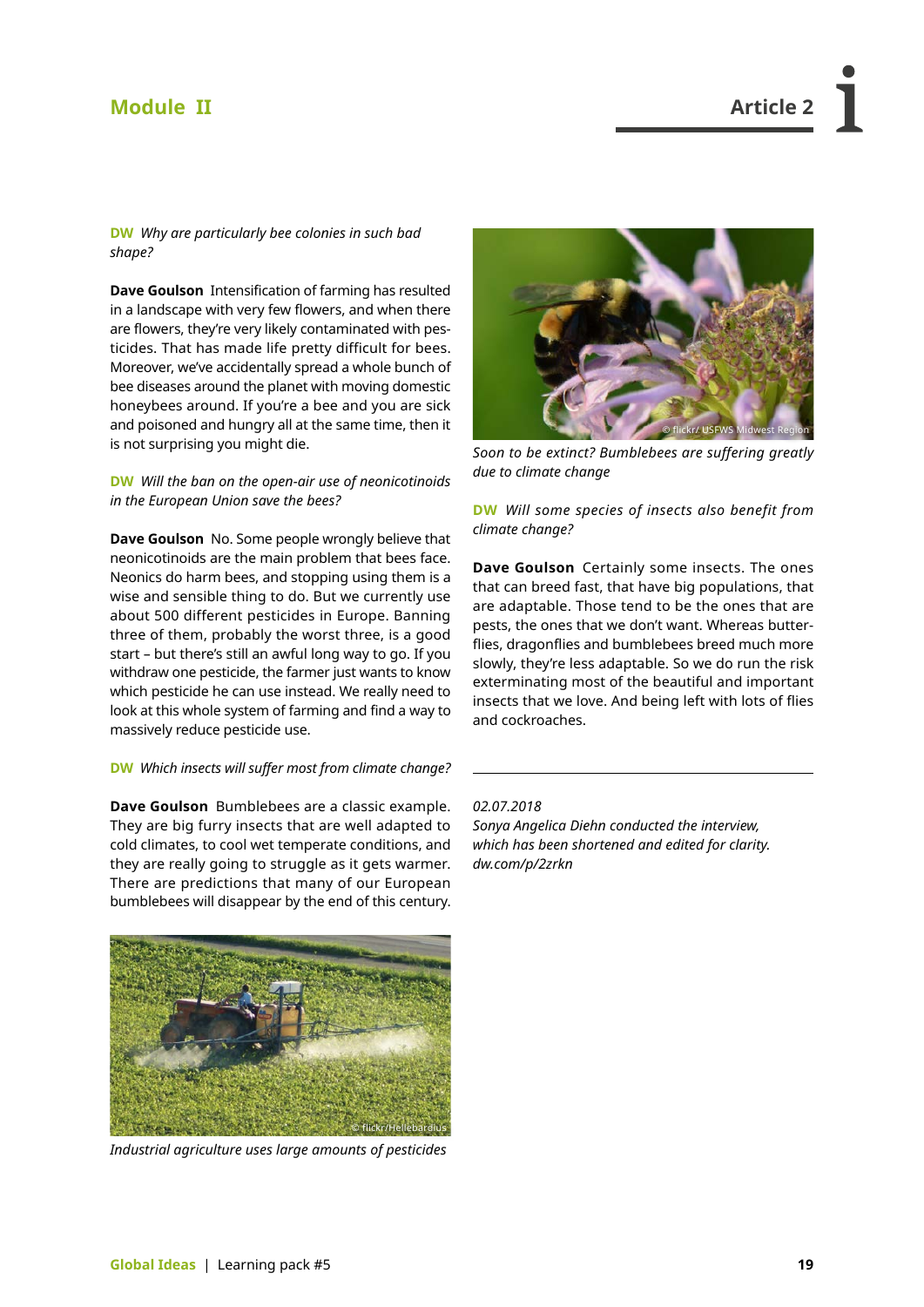**DW** *Why are particularly bee colonies in such bad shape?*

**Dave Goulson** Intensification of farming has resulted in a landscape with very few flowers, and when there are flowers, they're very likely contaminated with pesticides. That has made life pretty difficult for bees. Moreover, we've accidentally spread a whole bunch of bee diseases around the planet with moving domestic honeybees around. If you're a bee and you are sick and poisoned and hungry all at the same time, then it is not surprising you might die.

**DW** *Will the ban on the open-air use of neonicotinoids in the European Union save the bees?*

**Dave Goulson** No. Some people wrongly believe that neonicotinoids are the main problem that bees face. Neonics do harm bees, and stopping using them is a wise and sensible thing to do. But we currently use about 500 different pesticides in Europe. Banning three of them, probably the worst three, is a good start – but there's still an awful long way to go. If you withdraw one pesticide, the farmer just wants to know which pesticide he can use instead. We really need to look at this whole system of farming and find a way to massively reduce pesticide use.

**DW** *Which insects will suffer most from climate change?*

**Dave Goulson** Bumblebees are a classic example. They are big furry insects that are well adapted to cold climates, to cool wet temperate conditions, and they are really going to struggle as it gets warmer. There are predictions that many of our European bumblebees will disappear by the end of this century.

*Industrial agriculture uses large amounts of pesticides*

*Soon to be extinct? Bumblebees are suffering greatly due to climate change*

**DW** *Will some species of insects also benefit from climate change?*

**Dave Goulson** Certainly some insects. The ones that can breed fast, that have big populations, that are adaptable. Those tend to be the ones that are pests, the ones that we don't want. Whereas butterflies, dragonflies and bumblebees breed much more slowly, they're less adaptable. So we do run the risk exterminating most of the beautiful and important insects that we love. And being left with lots of flies and cockroaches.

---

*02.07.2018*
*Sonya Angelica Diehn conducted the interview, which has been shortened and edited for clarity.*
*dw.com/p/2zrkn*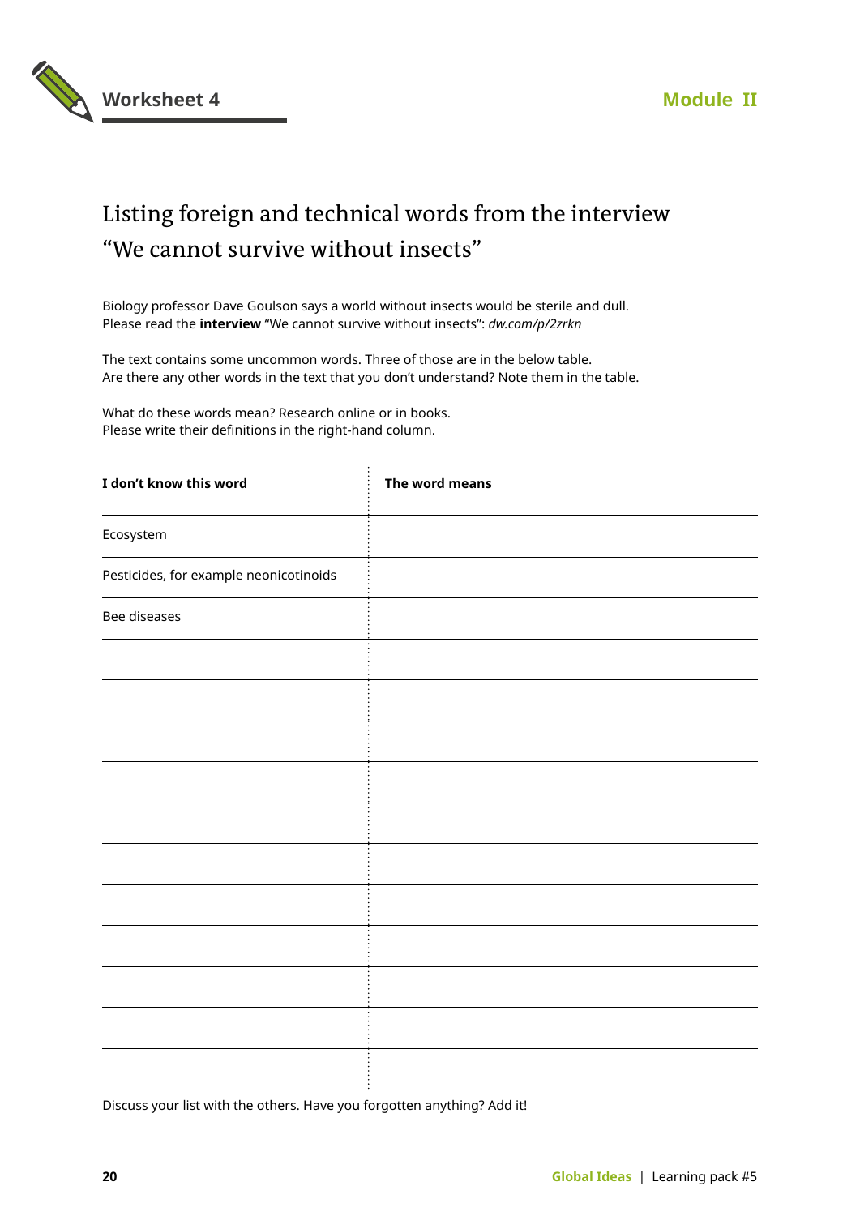# Worksheet 4

**Module II**

## Listing foreign and technical words from the interview “We cannot survive without insects”

Biology professor Dave Goulson says a world without insects would be sterile and dull.
Please read the **interview** “We cannot survive without insects”: *dw.com/p/2zrkn*

The text contains some uncommon words. Three of those are in the below table.
Are there any other words in the text that you don’t understand? Note them in the table.

What do these words mean? Research online or in books.
Please write their definitions in the right-hand column.

| I don’t know this word | The word means |
|---|---|
| Ecosystem | |
| Pesticides, for example neonicotinoids | |
| Bee diseases | |
| | |
| | |
| | |
| | |
| | |
| | |
| | |
| | |
| | |
| | |
| | |

Discuss your list with the others. Have you forgotten anything? Add it!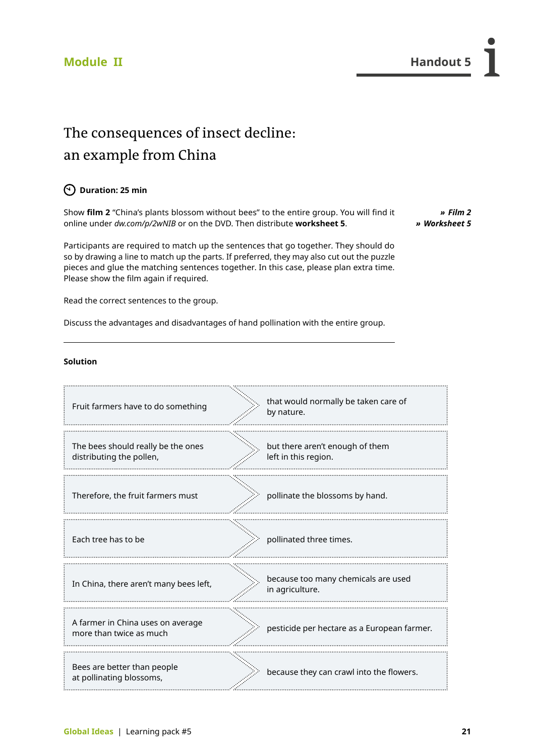Module II

Handout 5

# The consequences of insect decline: an example from China

**Duration: 25 min**

Show **film 2** "China's plants blossom without bees" to the entire group. You will find it online under *dw.com/p/2wNIB* or on the DVD. Then distribute **worksheet 5**.

*» Film 2*
*» Worksheet 5*

Participants are required to match up the sentences that go together. They should do so by drawing a line to match up the parts. If preferred, they may also cut out the puzzle pieces and glue the matching sentences together. In this case, please plan extra time. Please show the film again if required.

Read the correct sentences to the group.

Discuss the advantages and disadvantages of hand pollination with the entire group.

---

**Solution**

| | |
|---|---|
| Fruit farmers have to do something | that would normally be taken care of by nature. |
| The bees should really be the ones distributing the pollen, | but there aren't enough of them left in this region. |
| Therefore, the fruit farmers must | pollinate the blossoms by hand. |
| Each tree has to be | pollinated three times. |
| In China, there aren't many bees left, | because too many chemicals are used in agriculture. |
| A farmer in China uses on average more than twice as much | pesticide per hectare as a European farmer. |
| Bees are better than people at pollinating blossoms, | because they can crawl into the flowers. |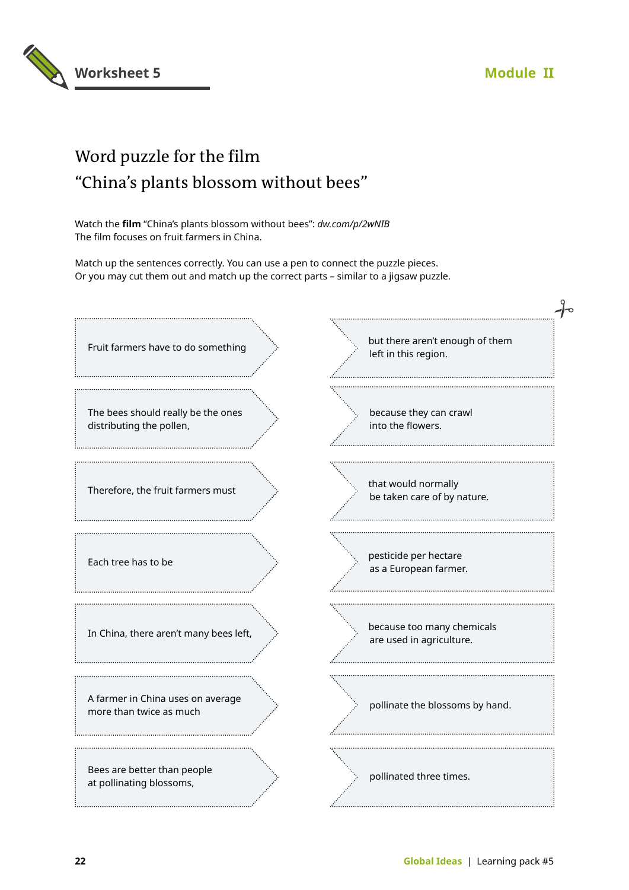Worksheet 5

Module II

# Word puzzle for the film “China’s plants blossom without bees”

Watch the **film** “China’s plants blossom without bees”: *dw.com/p/2wNIB*
The film focuses on fruit farmers in China.

Match up the sentences correctly. You can use a pen to connect the puzzle pieces.
Or you may cut them out and match up the correct parts – similar to a jigsaw puzzle.

| | |
|---|---|
| Fruit farmers have to do something | but there aren’t enough of them left in this region. |
| The bees should really be the ones distributing the pollen, | because they can crawl into the flowers. |
| Therefore, the fruit farmers must | that would normally be taken care of by nature. |
| Each tree has to be | pesticide per hectare as a European farmer. |
| In China, there aren’t many bees left, | because too many chemicals are used in agriculture. |
| A farmer in China uses on average more than twice as much | pollinate the blossoms by hand. |
| Bees are better than people at pollinating blossoms, | pollinated three times. |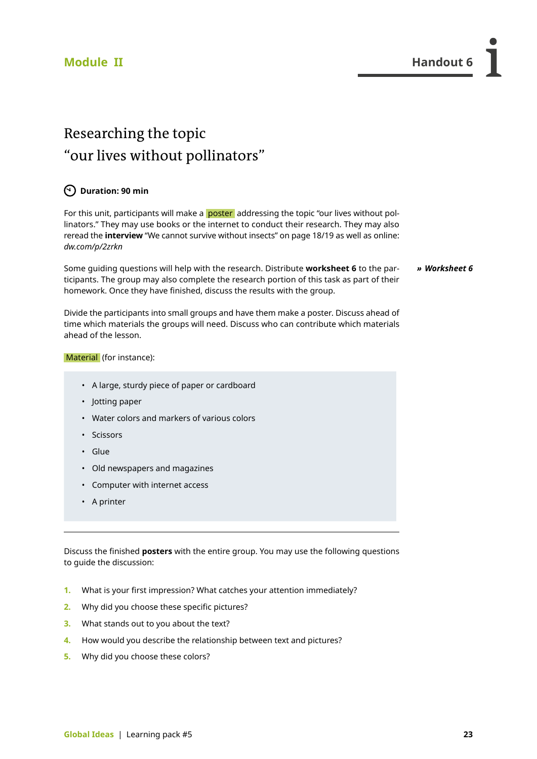Module II

Handout 6

# Researching the topic "our lives without pollinators"

**Duration: 90 min**

For this unit, participants will make a poster addressing the topic "our lives without pollinators." They may use books or the internet to conduct their research. They may also reread the **interview** "We cannot survive without insects" on page 18/19 as well as online: *dw.com/p/2zrkn*

Some guiding questions will help with the research. Distribute **worksheet 6** to the participants. The group may also complete the research portion of this task as part of their homework. Once they have finished, discuss the results with the group.

*» Worksheet 6*

Divide the participants into small groups and have them make a poster. Discuss ahead of time which materials the groups will need. Discuss who can contribute which materials ahead of the lesson.

Material (for instance):

- A large, sturdy piece of paper or cardboard
- Jotting paper
- Water colors and markers of various colors
- Scissors
- Glue
- Old newspapers and magazines
- Computer with internet access
- A printer

---

Discuss the finished **posters** with the entire group. You may use the following questions to guide the discussion:

1. What is your first impression? What catches your attention immediately?
2. Why did you choose these specific pictures?
3. What stands out to you about the text?
4. How would you describe the relationship between text and pictures?
5. Why did you choose these colors?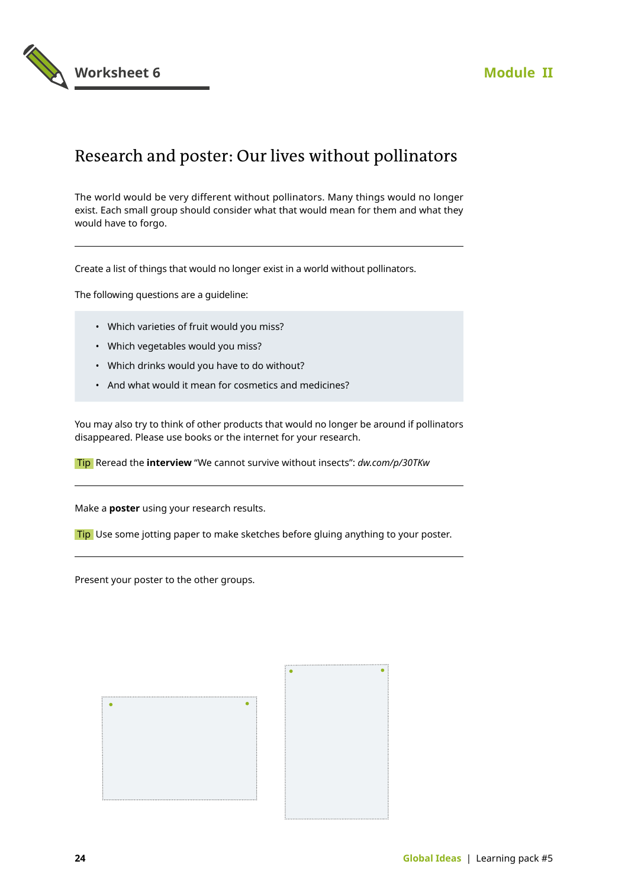# Worksheet 6

## Research and poster: Our lives without pollinators

The world would be very different without pollinators. Many things would no longer exist. Each small group should consider what that would mean for them and what they would have to forgo.

---

Create a list of things that would no longer exist in a world without pollinators.

The following questions are a guideline:

- Which varieties of fruit would you miss?
- Which vegetables would you miss?
- Which drinks would you have to do without?
- And what would it mean for cosmetics and medicines?

You may also try to think of other products that would no longer be around if pollinators disappeared. Please use books or the internet for your research.

Tip Reread the **interview** “We cannot survive without insects”: *dw.com/p/30TKw*

---

Make a **poster** using your research results.

Tip Use some jotting paper to make sketches before gluing anything to your poster.

---

Present your poster to the other groups.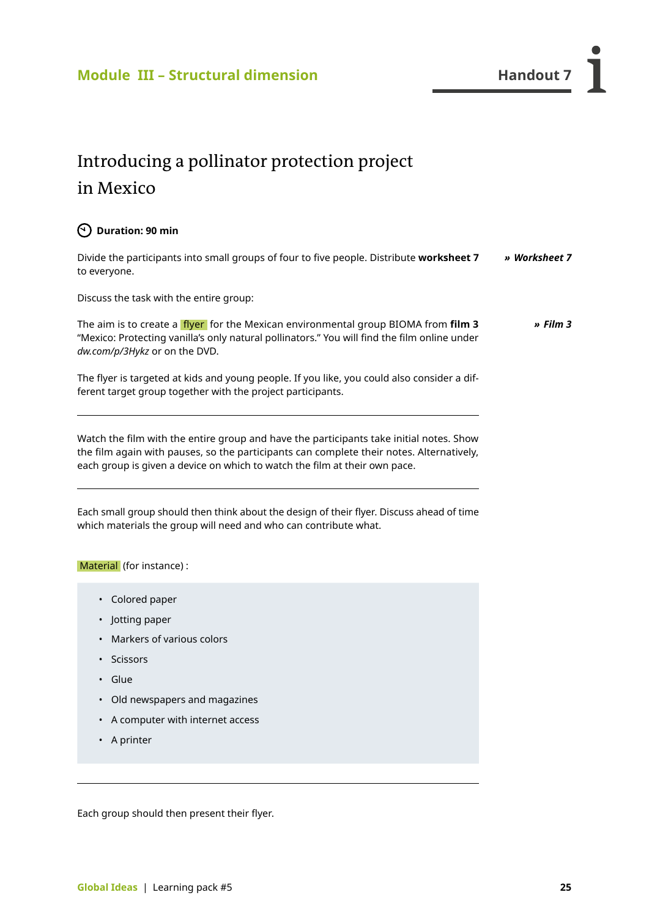# Introducing a pollinator protection project in Mexico

**Duration: 90 min**

Divide the participants into small groups of four to five people. Distribute **worksheet 7** to everyone.

*» Worksheet 7*

Discuss the task with the entire group:

The aim is to create a flyer for the Mexican environmental group BIOMA from **film 3** "Mexico: Protecting vanilla's only natural pollinators." You will find the film online under *dw.com/p/3Hykz* or on the DVD.

*» Film 3*

The flyer is targeted at kids and young people. If you like, you could also consider a different target group together with the project participants.

---

Watch the film with the entire group and have the participants take initial notes. Show the film again with pauses, so the participants can complete their notes. Alternatively, each group is given a device on which to watch the film at their own pace.

---

Each small group should then think about the design of their flyer. Discuss ahead of time which materials the group will need and who can contribute what.

Material (for instance) :

- Colored paper
- Jotting paper
- Markers of various colors
- Scissors
- Glue
- Old newspapers and magazines
- A computer with internet access
- A printer

---

Each group should then present their flyer.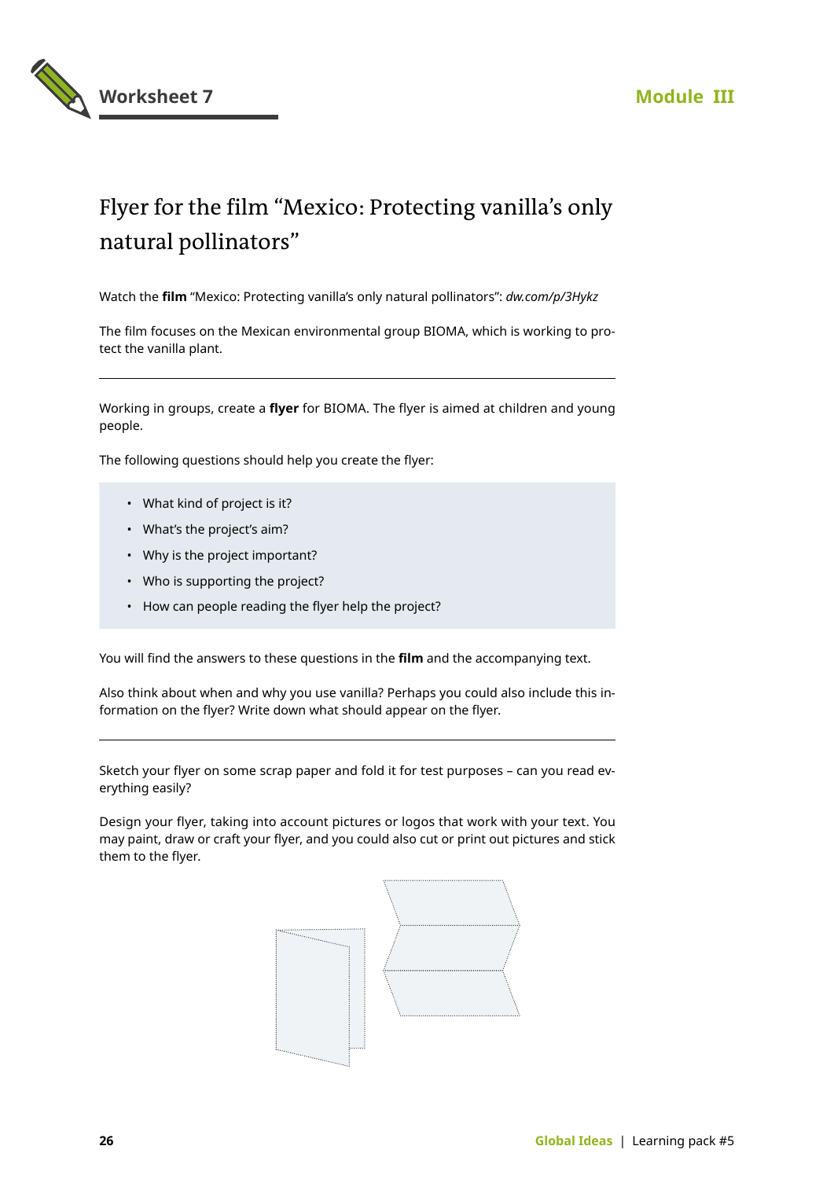## Worksheet 7

**Module III**

# Flyer for the film "Mexico: Protecting vanilla's only natural pollinators"

Watch the **film** "Mexico: Protecting vanilla's only natural pollinators": *dw.com/p/3Hykz*

The film focuses on the Mexican environmental group BIOMA, which is working to protect the vanilla plant.

---

Working in groups, create a **flyer** for BIOMA. The flyer is aimed at children and young people.

The following questions should help you create the flyer:

- What kind of project is it?
- What's the project's aim?
- Why is the project important?
- Who is supporting the project?
- How can people reading the flyer help the project?

You will find the answers to these questions in the **film** and the accompanying text.

Also think about when and why you use vanilla? Perhaps you could also include this information on the flyer? Write down what should appear on the flyer.

---

Sketch your flyer on some scrap paper and fold it for test purposes – can you read everything easily?

Design your flyer, taking into account pictures or logos that work with your text. You may paint, draw or craft your flyer, and you could also cut or print out pictures and stick them to the flyer.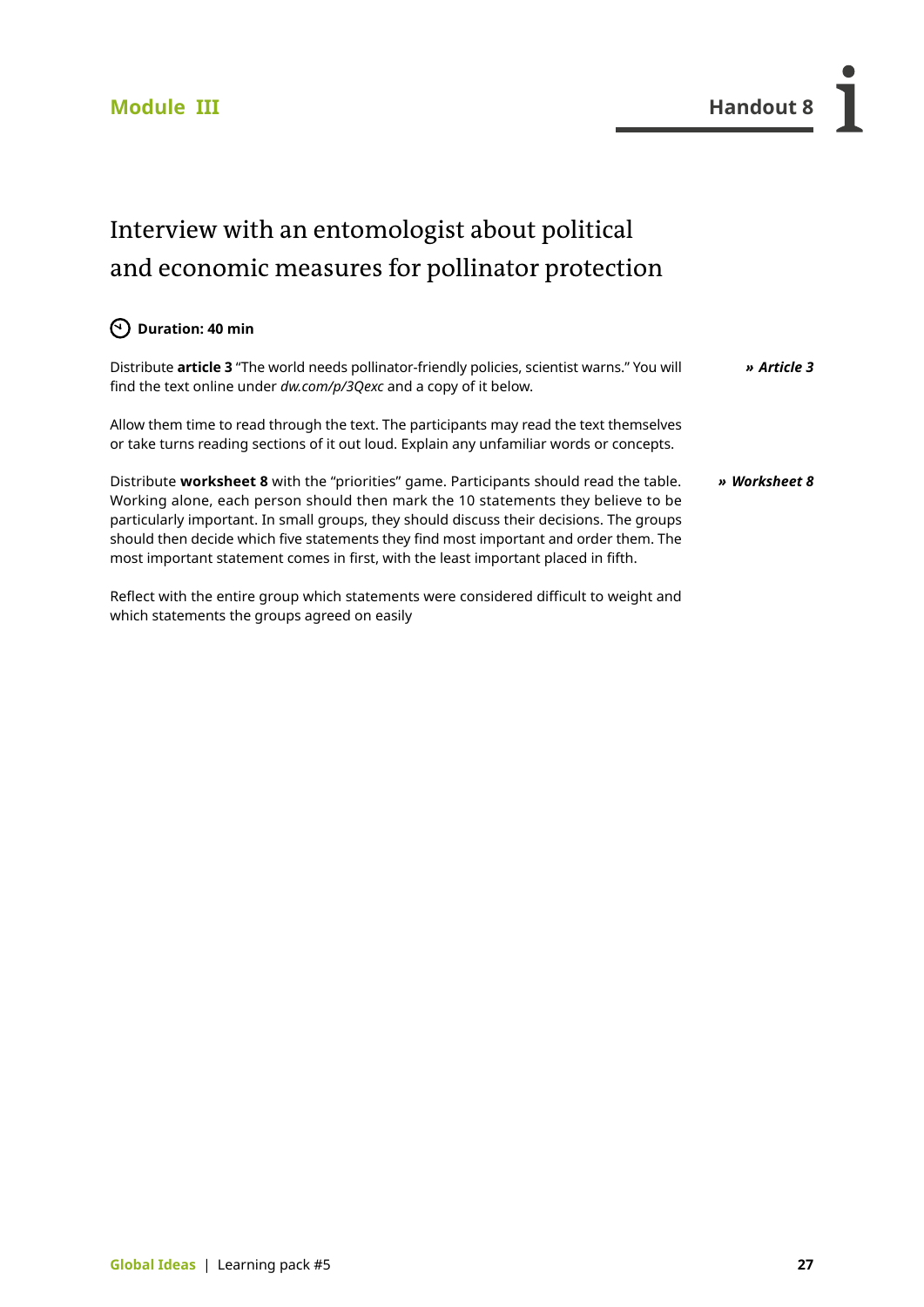**Module III**

**Handout 8**

# Interview with an entomologist about political and economic measures for pollinator protection

**Duration: 40 min**

Distribute **article 3** "The world needs pollinator-friendly policies, scientist warns." You will find the text online under *dw.com/p/3Qexc* and a copy of it below.

***» Article 3***

Allow them time to read through the text. The participants may read the text themselves or take turns reading sections of it out loud. Explain any unfamiliar words or concepts.

Distribute **worksheet 8** with the "priorities" game. Participants should read the table. Working alone, each person should then mark the 10 statements they believe to be particularly important. In small groups, they should discuss their decisions. The groups should then decide which five statements they find most important and order them. The most important statement comes in first, with the least important placed in fifth.

***» Worksheet 8***

Reflect with the entire group which statements were considered difficult to weight and which statements the groups agreed on easily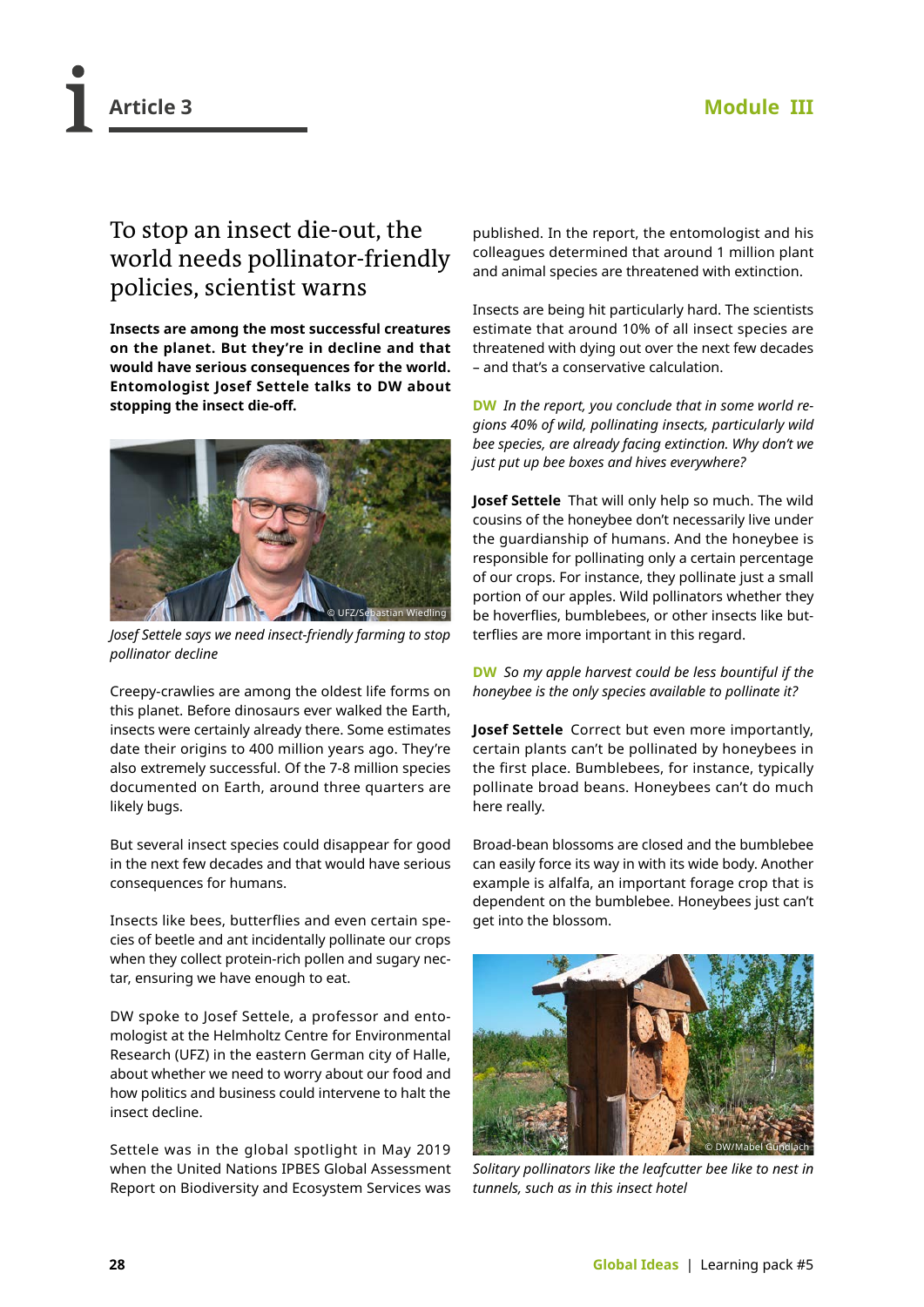# Article 3

## To stop an insect die-out, the world needs pollinator-friendly policies, scientist warns

**Insects are among the most successful creatures on the planet. But they're in decline and that would have serious consequences for the world. Entomologist Josef Settele talks to DW about stopping the insect die-off.**

*Josef Settele says we need insect-friendly farming to stop pollinator decline*

Creepy-crawlies are among the oldest life forms on this planet. Before dinosaurs ever walked the Earth, insects were certainly already there. Some estimates date their origins to 400 million years ago. They're also extremely successful. Of the 7-8 million species documented on Earth, around three quarters are likely bugs.

But several insect species could disappear for good in the next few decades and that would have serious consequences for humans.

Insects like bees, butterflies and even certain species of beetle and ant incidentally pollinate our crops when they collect protein-rich pollen and sugary nectar, ensuring we have enough to eat.

DW spoke to Josef Settele, a professor and entomologist at the Helmholtz Centre for Environmental Research (UFZ) in the eastern German city of Halle, about whether we need to worry about our food and how politics and business could intervene to halt the insect decline.

Settele was in the global spotlight in May 2019 when the United Nations IPBES Global Assessment Report on Biodiversity and Ecosystem Services was published. In the report, the entomologist and his colleagues determined that around 1 million plant and animal species are threatened with extinction.

Insects are being hit particularly hard. The scientists estimate that around 10% of all insect species are threatened with dying out over the next few decades – and that's a conservative calculation.

**DW** *In the report, you conclude that in some world regions 40% of wild, pollinating insects, particularly wild bee species, are already facing extinction. Why don't we just put up bee boxes and hives everywhere?*

**Josef Settele** That will only help so much. The wild cousins of the honeybee don't necessarily live under the guardianship of humans. And the honeybee is responsible for pollinating only a certain percentage of our crops. For instance, they pollinate just a small portion of our apples. Wild pollinators whether they be hoverflies, bumblebees, or other insects like butterflies are more important in this regard.

**DW** *So my apple harvest could be less bountiful if the honeybee is the only species available to pollinate it?*

**Josef Settele** Correct but even more importantly, certain plants can't be pollinated by honeybees in the first place. Bumblebees, for instance, typically pollinate broad beans. Honeybees can't do much here really.

Broad-bean blossoms are closed and the bumblebee can easily force its way in with its wide body. Another example is alfalfa, an important forage crop that is dependent on the bumblebee. Honeybees just can't get into the blossom.

*Solitary pollinators like the leafcutter bee like to nest in tunnels, such as in this insect hotel*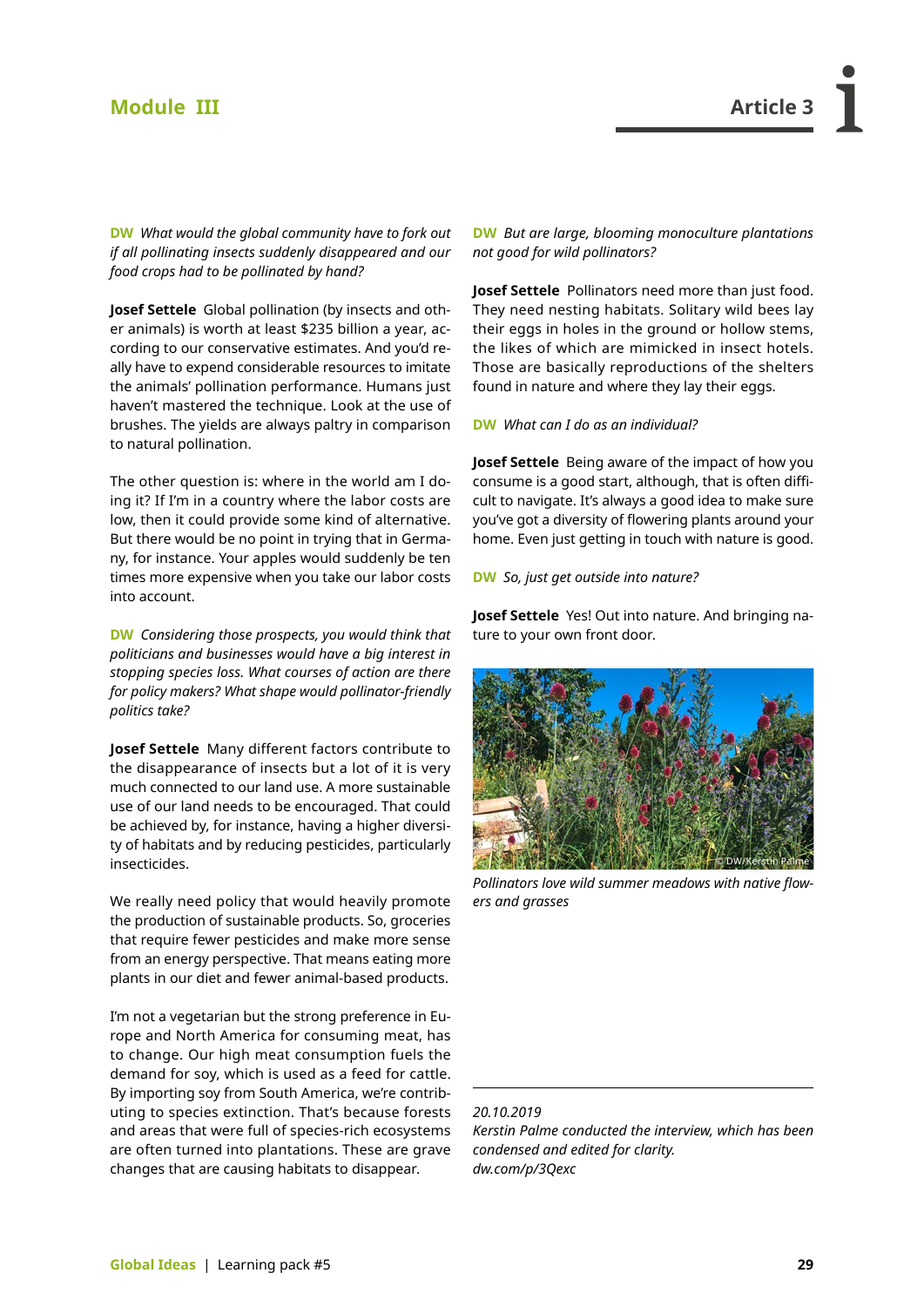**DW** *What would the global community have to fork out if all pollinating insects suddenly disappeared and our food crops had to be pollinated by hand?*

**Josef Settele** Global pollination (by insects and other animals) is worth at least $235 billion a year, according to our conservative estimates. And you'd really have to expend considerable resources to imitate the animals' pollination performance. Humans just haven't mastered the technique. Look at the use of brushes. The yields are always paltry in comparison to natural pollination.

The other question is: where in the world am I doing it? If I'm in a country where the labor costs are low, then it could provide some kind of alternative. But there would be no point in trying that in Germany, for instance. Your apples would suddenly be ten times more expensive when you take our labor costs into account.

**DW** *Considering those prospects, you would think that politicians and businesses would have a big interest in stopping species loss. What courses of action are there for policy makers? What shape would pollinator-friendly politics take?*

**Josef Settele** Many different factors contribute to the disappearance of insects but a lot of it is very much connected to our land use. A more sustainable use of our land needs to be encouraged. That could be achieved by, for instance, having a higher diversity of habitats and by reducing pesticides, particularly insecticides.

We really need policy that would heavily promote the production of sustainable products. So, groceries that require fewer pesticides and make more sense from an energy perspective. That means eating more plants in our diet and fewer animal-based products.

I'm not a vegetarian but the strong preference in Europe and North America for consuming meat, has to change. Our high meat consumption fuels the demand for soy, which is used as a feed for cattle. By importing soy from South America, we're contributing to species extinction. That's because forests and areas that were full of species-rich ecosystems are often turned into plantations. These are grave changes that are causing habitats to disappear.

**DW** *But are large, blooming monoculture plantations not good for wild pollinators?*

**Josef Settele** Pollinators need more than just food. They need nesting habitats. Solitary wild bees lay their eggs in holes in the ground or hollow stems, the likes of which are mimicked in insect hotels. Those are basically reproductions of the shelters found in nature and where they lay their eggs.

**DW** *What can I do as an individual?*

**Josef Settele** Being aware of the impact of how you consume is a good start, although, that is often difficult to navigate. It's always a good idea to make sure you've got a diversity of flowering plants around your home. Even just getting in touch with nature is good.

**DW** *So, just get outside into nature?*

**Josef Settele** Yes! Out into nature. And bringing nature to your own front door.

© DW/Kerstin Palme

*Pollinators love wild summer meadows with native flowers and grasses*

---

*20.10.2019*
*Kerstin Palme conducted the interview, which has been condensed and edited for clarity.*
*dw.com/p/3Qexc*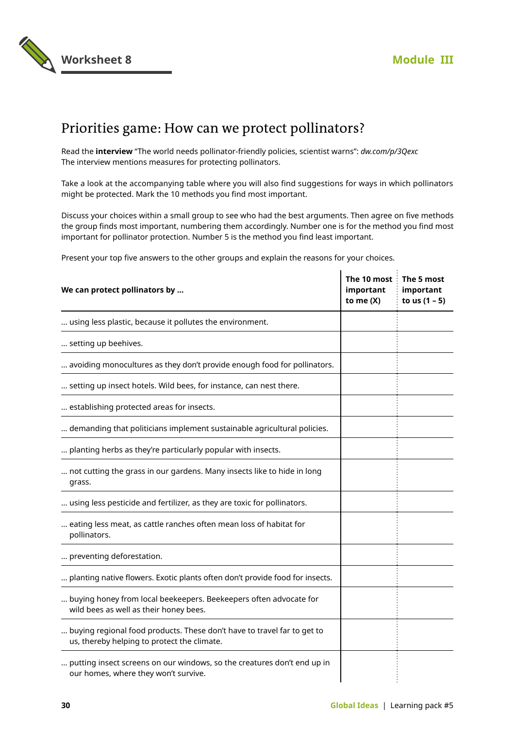# Worksheet 8

**Module III**

## Priorities game: How can we protect pollinators?

Read the **interview** "The world needs pollinator-friendly policies, scientist warns": *dw.com/p/3Qexc*
The interview mentions measures for protecting pollinators.

Take a look at the accompanying table where you will also find suggestions for ways in which pollinators might be protected. Mark the 10 methods you find most important.

Discuss your choices within a small group to see who had the best arguments. Then agree on five methods the group finds most important, numbering them accordingly. Number one is for the method you find most important for pollinator protection. Number 5 is the method you find least important.

Present your top five answers to the other groups and explain the reasons for your choices.

| We can protect pollinators by … | The 10 most important to me (X) | The 5 most important to us (1 – 5) |
|---|---|---|
| … using less plastic, because it pollutes the environment. | | |
| … setting up beehives. | | |
| … avoiding monocultures as they don't provide enough food for pollinators. | | |
| … setting up insect hotels. Wild bees, for instance, can nest there. | | |
| … establishing protected areas for insects. | | |
| … demanding that politicians implement sustainable agricultural policies. | | |
| … planting herbs as they're particularly popular with insects. | | |
| … not cutting the grass in our gardens. Many insects like to hide in long grass. | | |
| … using less pesticide and fertilizer, as they are toxic for pollinators. | | |
| … eating less meat, as cattle ranches often mean loss of habitat for pollinators. | | |
| … preventing deforestation. | | |
| … planting native flowers. Exotic plants often don't provide food for insects. | | |
| … buying honey from local beekeepers. Beekeepers often advocate for wild bees as well as their honey bees. | | |
| … buying regional food products. These don't have to travel far to get to us, thereby helping to protect the climate. | | |
| … putting insect screens on our windows, so the creatures don't end up in our homes, where they won't survive. | | |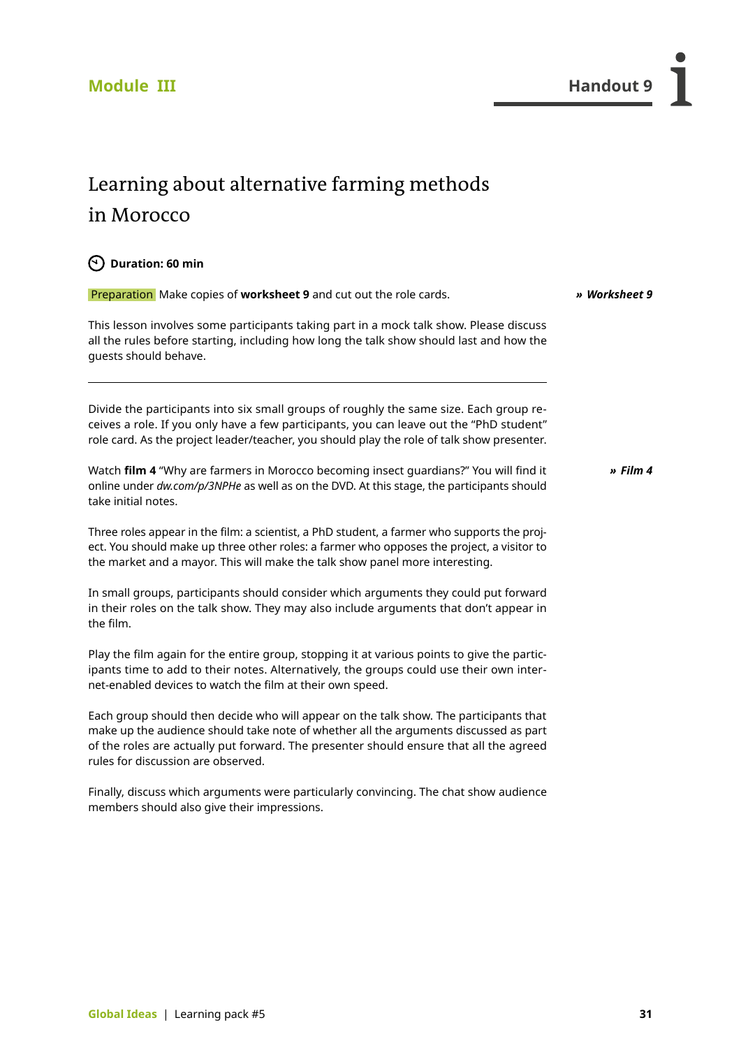**Module III** | **Handout 9**

# Learning about alternative farming methods in Morocco

**Duration: 60 min**

Preparation Make copies of **worksheet 9** and cut out the role cards. *» Worksheet 9*

This lesson involves some participants taking part in a mock talk show. Please discuss all the rules before starting, including how long the talk show should last and how the guests should behave.

---

Divide the participants into six small groups of roughly the same size. Each group receives a role. If you only have a few participants, you can leave out the "PhD student" role card. As the project leader/teacher, you should play the role of talk show presenter.

Watch **film 4** "Why are farmers in Morocco becoming insect guardians?" You will find it online under *dw.com/p/3NPHe* as well as on the DVD. At this stage, the participants should take initial notes. *» Film 4*

Three roles appear in the film: a scientist, a PhD student, a farmer who supports the project. You should make up three other roles: a farmer who opposes the project, a visitor to the market and a mayor. This will make the talk show panel more interesting.

In small groups, participants should consider which arguments they could put forward in their roles on the talk show. They may also include arguments that don't appear in the film.

Play the film again for the entire group, stopping it at various points to give the participants time to add to their notes. Alternatively, the groups could use their own internet-enabled devices to watch the film at their own speed.

Each group should then decide who will appear on the talk show. The participants that make up the audience should take note of whether all the arguments discussed as part of the roles are actually put forward. The presenter should ensure that all the agreed rules for discussion are observed.

Finally, discuss which arguments were particularly convincing. The chat show audience members should also give their impressions.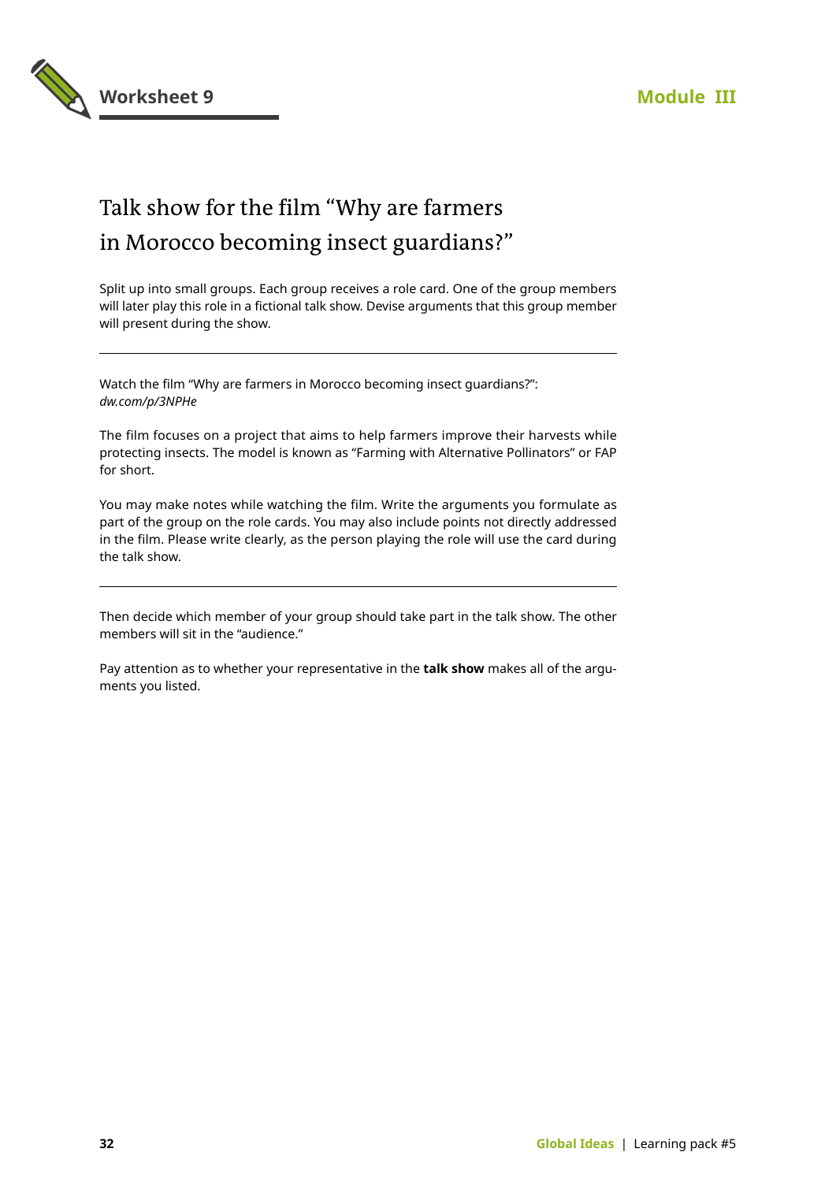# Worksheet 9

## Module III

## Talk show for the film "Why are farmers in Morocco becoming insect guardians?"

Split up into small groups. Each group receives a role card. One of the group members will later play this role in a fictional talk show. Devise arguments that this group member will present during the show.

---

Watch the film "Why are farmers in Morocco becoming insect guardians?":
*dw.com/p/3NPHe*

The film focuses on a project that aims to help farmers improve their harvests while protecting insects. The model is known as "Farming with Alternative Pollinators" or FAP for short.

You may make notes while watching the film. Write the arguments you formulate as part of the group on the role cards. You may also include points not directly addressed in the film. Please write clearly, as the person playing the role will use the card during the talk show.

---

Then decide which member of your group should take part in the talk show. The other members will sit in the "audience."

Pay attention as to whether your representative in the **talk show** makes all of the arguments you listed.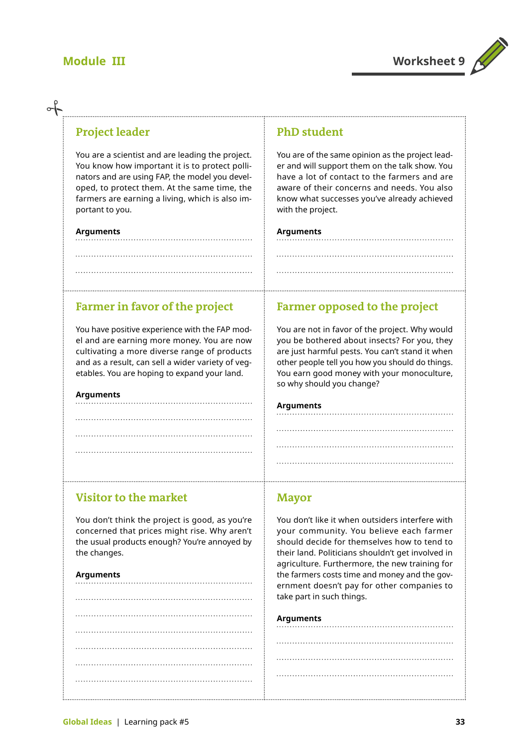## Module III

## Worksheet 9

### Project leader

You are a scientist and are leading the project. You know how important it is to protect pollinators and are using FAP, the model you developed, to protect them. At the same time, the farmers are earning a living, which is also important to you.

**Arguments**

.................................................................

.................................................................

.................................................................

### PhD student

You are of the same opinion as the project leader and will support them on the talk show. You have a lot of contact to the farmers and are aware of their concerns and needs. You also know what successes you've already achieved with the project.

**Arguments**

.................................................................

.................................................................

.................................................................

### Farmer in favor of the project

You have positive experience with the FAP model and are earning more money. You are now cultivating a more diverse range of products and as a result, can sell a wider variety of vegetables. You are hoping to expand your land.

**Arguments**

.................................................................

.................................................................

.................................................................

.................................................................

### Farmer opposed to the project

You are not in favor of the project. Why would you be bothered about insects? For you, they are just harmful pests. You can't stand it when other people tell you how you should do things. You earn good money with your monoculture, so why should you change?

**Arguments**

.................................................................

.................................................................

.................................................................

.................................................................

### Visitor to the market

You don't think the project is good, as you're concerned that prices might rise. Why aren't the usual products enough? You're annoyed by the changes.

**Arguments**

.................................................................

.................................................................

.................................................................

.................................................................

.................................................................

.................................................................

.................................................................

### Mayor

You don't like it when outsiders interfere with your community. You believe each farmer should decide for themselves how to tend to their land. Politicians shouldn't get involved in agriculture. Furthermore, the new training for the farmers costs time and money and the government doesn't pay for other companies to take part in such things.

**Arguments**

.................................................................

.................................................................

.................................................................

.................................................................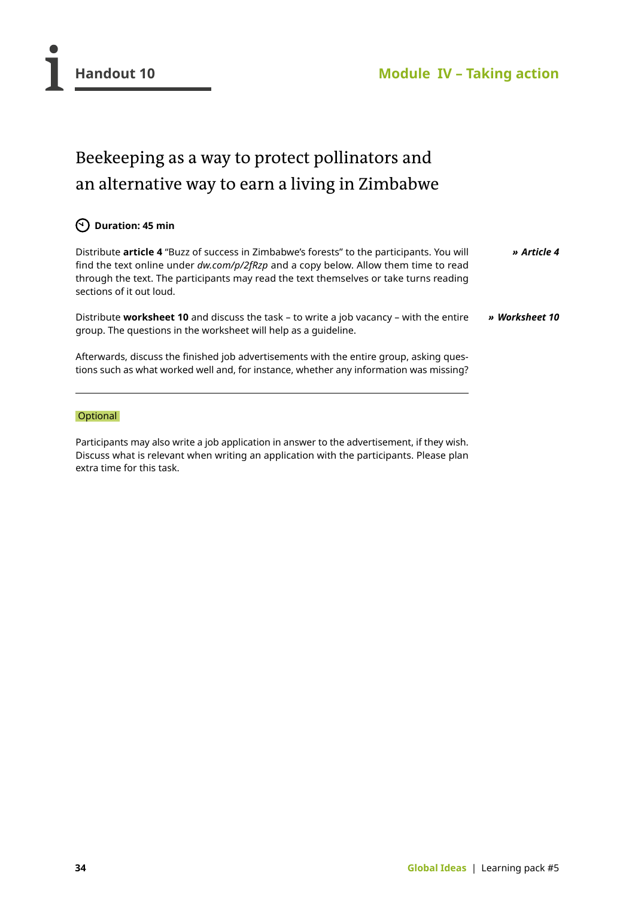# Handout 10

## Module IV – Taking action

## Beekeeping as a way to protect pollinators and an alternative way to earn a living in Zimbabwe

**Duration: 45 min**

Distribute **article 4** "Buzz of success in Zimbabwe's forests" to the participants. You will find the text online under *dw.com/p/2fRzp* and a copy below. Allow them time to read through the text. The participants may read the text themselves or take turns reading sections of it out loud.

***» Article 4***

Distribute **worksheet 10** and discuss the task – to write a job vacancy – with the entire group. The questions in the worksheet will help as a guideline.

***» Worksheet 10***

Afterwards, discuss the finished job advertisements with the entire group, asking questions such as what worked well and, for instance, whether any information was missing?

---

Optional

Participants may also write a job application in answer to the advertisement, if they wish. Discuss what is relevant when writing an application with the participants. Please plan extra time for this task.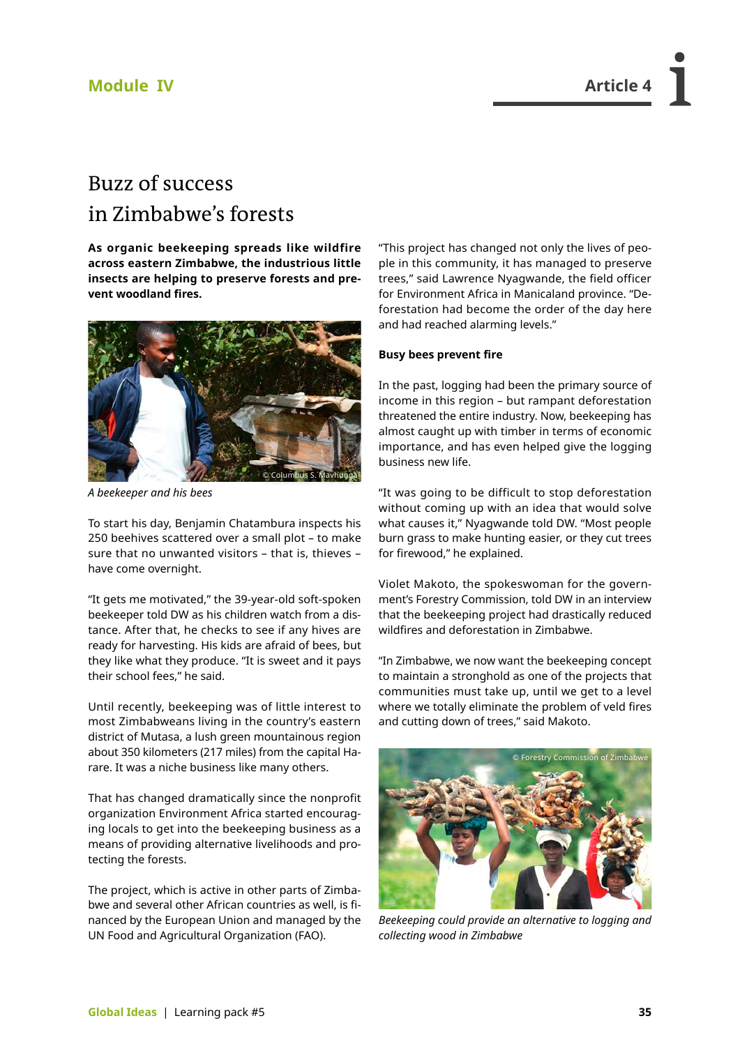# Buzz of success in Zimbabwe's forests

**As organic beekeeping spreads like wildfire across eastern Zimbabwe, the industrious little insects are helping to preserve forests and prevent woodland fires.**

*A beekeeper and his bees*

To start his day, Benjamin Chatambura inspects his 250 beehives scattered over a small plot – to make sure that no unwanted visitors – that is, thieves – have come overnight.

"It gets me motivated," the 39-year-old soft-spoken beekeeper told DW as his children watch from a distance. After that, he checks to see if any hives are ready for harvesting. His kids are afraid of bees, but they like what they produce. "It is sweet and it pays their school fees," he said.

Until recently, beekeeping was of little interest to most Zimbabweans living in the country's eastern district of Mutasa, a lush green mountainous region about 350 kilometers (217 miles) from the capital Harare. It was a niche business like many others.

That has changed dramatically since the nonprofit organization Environment Africa started encouraging locals to get into the beekeeping business as a means of providing alternative livelihoods and protecting the forests.

The project, which is active in other parts of Zimbabwe and several other African countries as well, is financed by the European Union and managed by the UN Food and Agricultural Organization (FAO).

"This project has changed not only the lives of people in this community, it has managed to preserve trees," said Lawrence Nyagwande, the field officer for Environment Africa in Manicaland province. "Deforestation had become the order of the day here and had reached alarming levels."

**Busy bees prevent fire**

In the past, logging had been the primary source of income in this region – but rampant deforestation threatened the entire industry. Now, beekeeping has almost caught up with timber in terms of economic importance, and has even helped give the logging business new life.

"It was going to be difficult to stop deforestation without coming up with an idea that would solve what causes it," Nyagwande told DW. "Most people burn grass to make hunting easier, or they cut trees for firewood," he explained.

Violet Makoto, the spokeswoman for the government's Forestry Commission, told DW in an interview that the beekeeping project had drastically reduced wildfires and deforestation in Zimbabwe.

"In Zimbabwe, we now want the beekeeping concept to maintain a stronghold as one of the projects that communities must take up, until we get to a level where we totally eliminate the problem of veld fires and cutting down of trees," said Makoto.

*Beekeeping could provide an alternative to logging and collecting wood in Zimbabwe*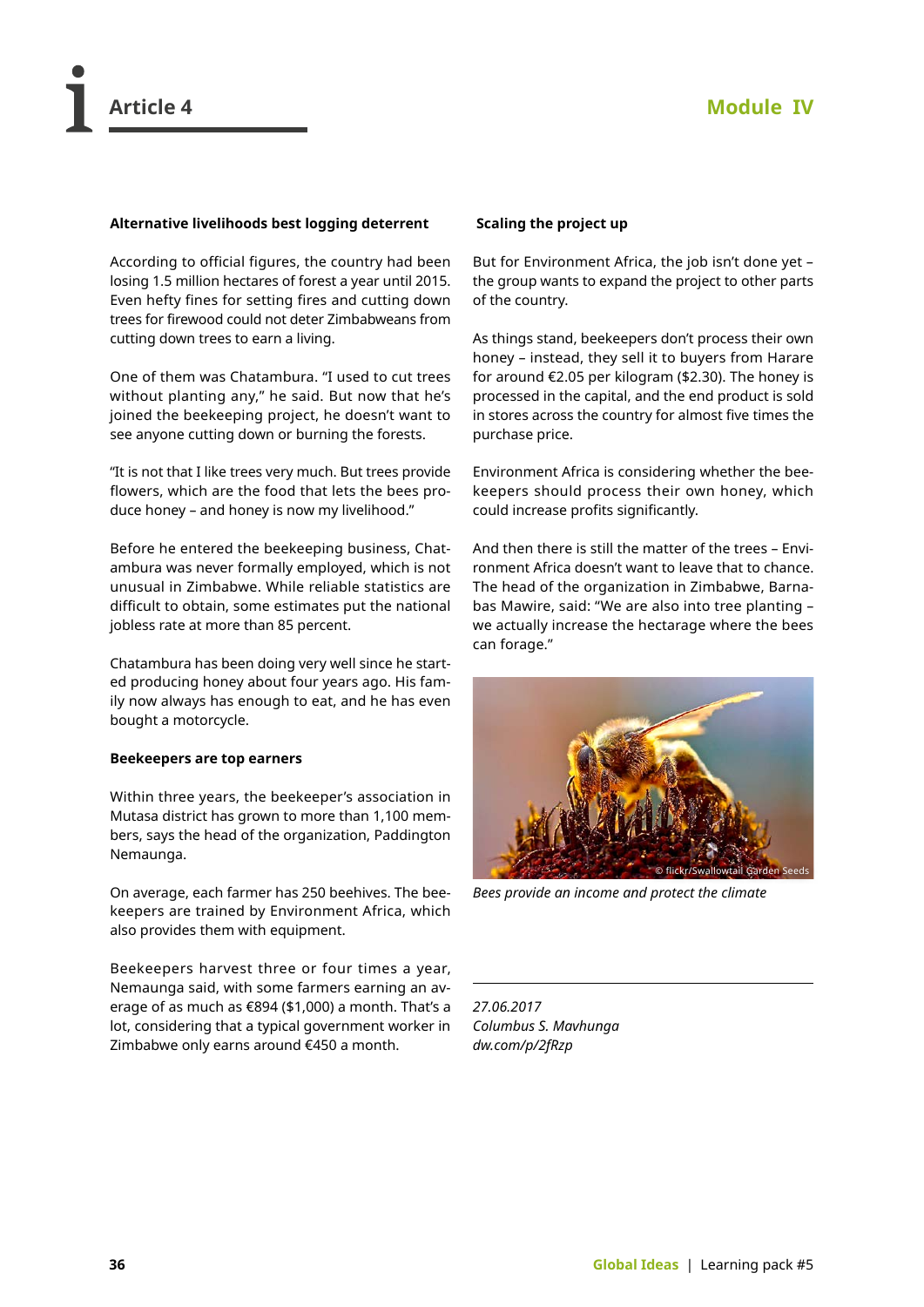# Article 4

## Module IV

### Alternative livelihoods best logging deterrent

According to official figures, the country had been losing 1.5 million hectares of forest a year until 2015. Even hefty fines for setting fires and cutting down trees for firewood could not deter Zimbabweans from cutting down trees to earn a living.

One of them was Chatambura. "I used to cut trees without planting any," he said. But now that he's joined the beekeeping project, he doesn't want to see anyone cutting down or burning the forests.

"It is not that I like trees very much. But trees provide flowers, which are the food that lets the bees produce honey – and honey is now my livelihood."

Before he entered the beekeeping business, Chatambura was never formally employed, which is not unusual in Zimbabwe. While reliable statistics are difficult to obtain, some estimates put the national jobless rate at more than 85 percent.

Chatambura has been doing very well since he started producing honey about four years ago. His family now always has enough to eat, and he has even bought a motorcycle.

### Beekeepers are top earners

Within three years, the beekeeper's association in Mutasa district has grown to more than 1,100 members, says the head of the organization, Paddington Nemaunga.

On average, each farmer has 250 beehives. The beekeepers are trained by Environment Africa, which also provides them with equipment.

Beekeepers harvest three or four times a year, Nemaunga said, with some farmers earning an average of as much as €894 ($1,000) a month. That's a lot, considering that a typical government worker in Zimbabwe only earns around €450 a month.

### Scaling the project up

But for Environment Africa, the job isn't done yet – the group wants to expand the project to other parts of the country.

As things stand, beekeepers don't process their own honey – instead, they sell it to buyers from Harare for around €2.05 per kilogram ($2.30). The honey is processed in the capital, and the end product is sold in stores across the country for almost five times the purchase price.

Environment Africa is considering whether the beekeepers should process their own honey, which could increase profits significantly.

And then there is still the matter of the trees – Environment Africa doesn't want to leave that to chance. The head of the organization in Zimbabwe, Barnabas Mawire, said: "We are also into tree planting – we actually increase the hectarage where the bees can forage."

© flickr/Swallowtail Garden Seeds

*Bees provide an income and protect the climate*

---

*27.06.2017*
*Columbus S. Mavhunga*
*dw.com/p/2fRzp*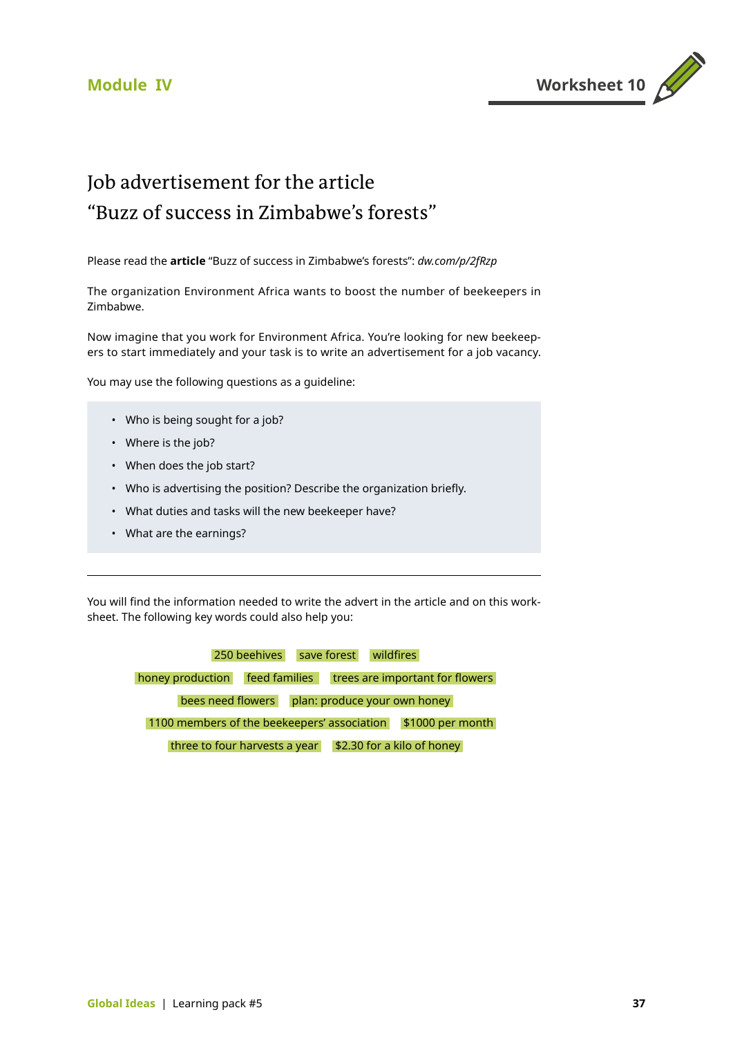Module IV

Worksheet 10

# Job advertisement for the article "Buzz of success in Zimbabwe's forests"

Please read the **article** "Buzz of success in Zimbabwe's forests": *dw.com/p/2fRzp*

The organization Environment Africa wants to boost the number of beekeepers in Zimbabwe.

Now imagine that you work for Environment Africa. You're looking for new beekeepers to start immediately and your task is to write an advertisement for a job vacancy.

You may use the following questions as a guideline:

- Who is being sought for a job?
- Where is the job?
- When does the job start?
- Who is advertising the position? Describe the organization briefly.
- What duties and tasks will the new beekeeper have?
- What are the earnings?

---

You will find the information needed to write the advert in the article and on this worksheet. The following key words could also help you:

250 beehives | save forest | wildfires

honey production | feed families | trees are important for flowers

bees need flowers | plan: produce your own honey

1100 members of the beekeepers' association | $1000 per month

three to four harvests a year | $2.30 for a kilo of honey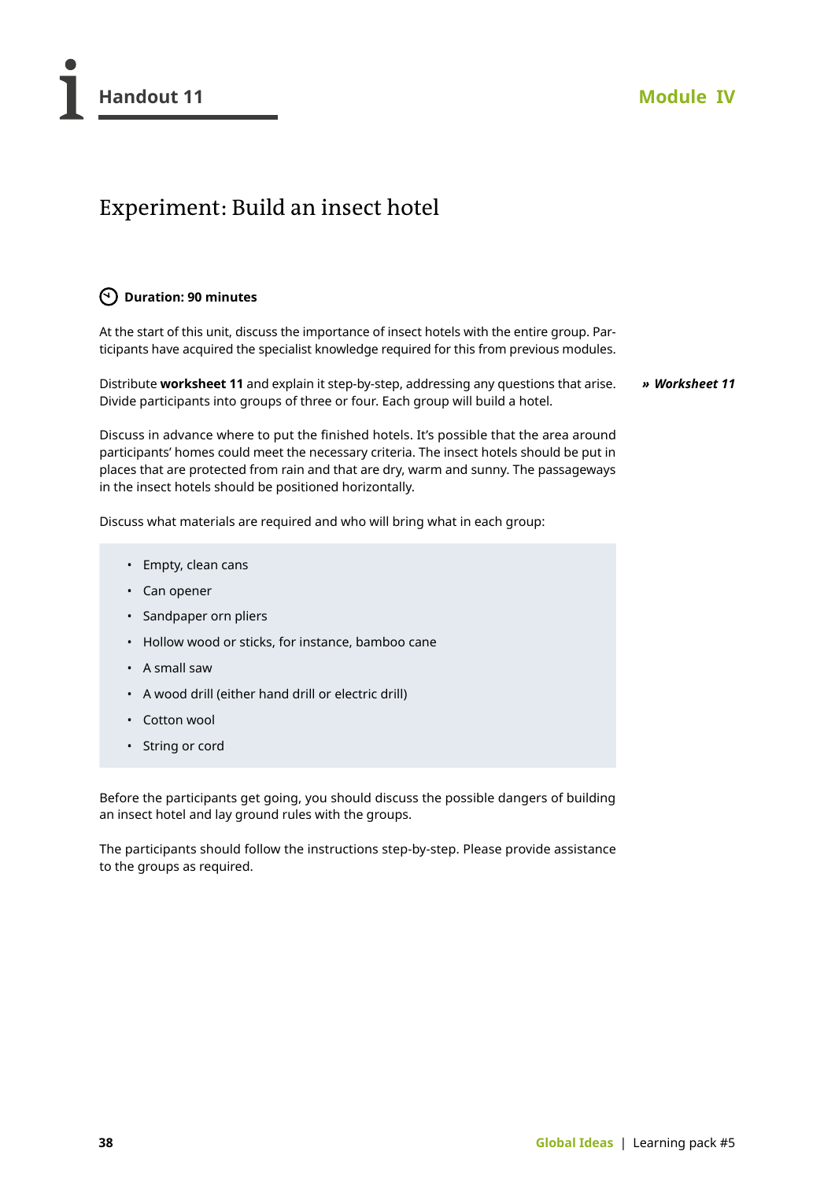# Handout 11

**Module IV**

## Experiment: Build an insect hotel

**Duration: 90 minutes**

At the start of this unit, discuss the importance of insect hotels with the entire group. Participants have acquired the specialist knowledge required for this from previous modules.

Distribute **worksheet 11** and explain it step-by-step, addressing any questions that arise. Divide participants into groups of three or four. Each group will build a hotel.

***» Worksheet 11***

Discuss in advance where to put the finished hotels. It's possible that the area around participants' homes could meet the necessary criteria. The insect hotels should be put in places that are protected from rain and that are dry, warm and sunny. The passageways in the insect hotels should be positioned horizontally.

Discuss what materials are required and who will bring what in each group:

- Empty, clean cans
- Can opener
- Sandpaper orn pliers
- Hollow wood or sticks, for instance, bamboo cane
- A small saw
- A wood drill (either hand drill or electric drill)
- Cotton wool
- String or cord

Before the participants get going, you should discuss the possible dangers of building an insect hotel and lay ground rules with the groups.

The participants should follow the instructions step-by-step. Please provide assistance to the groups as required.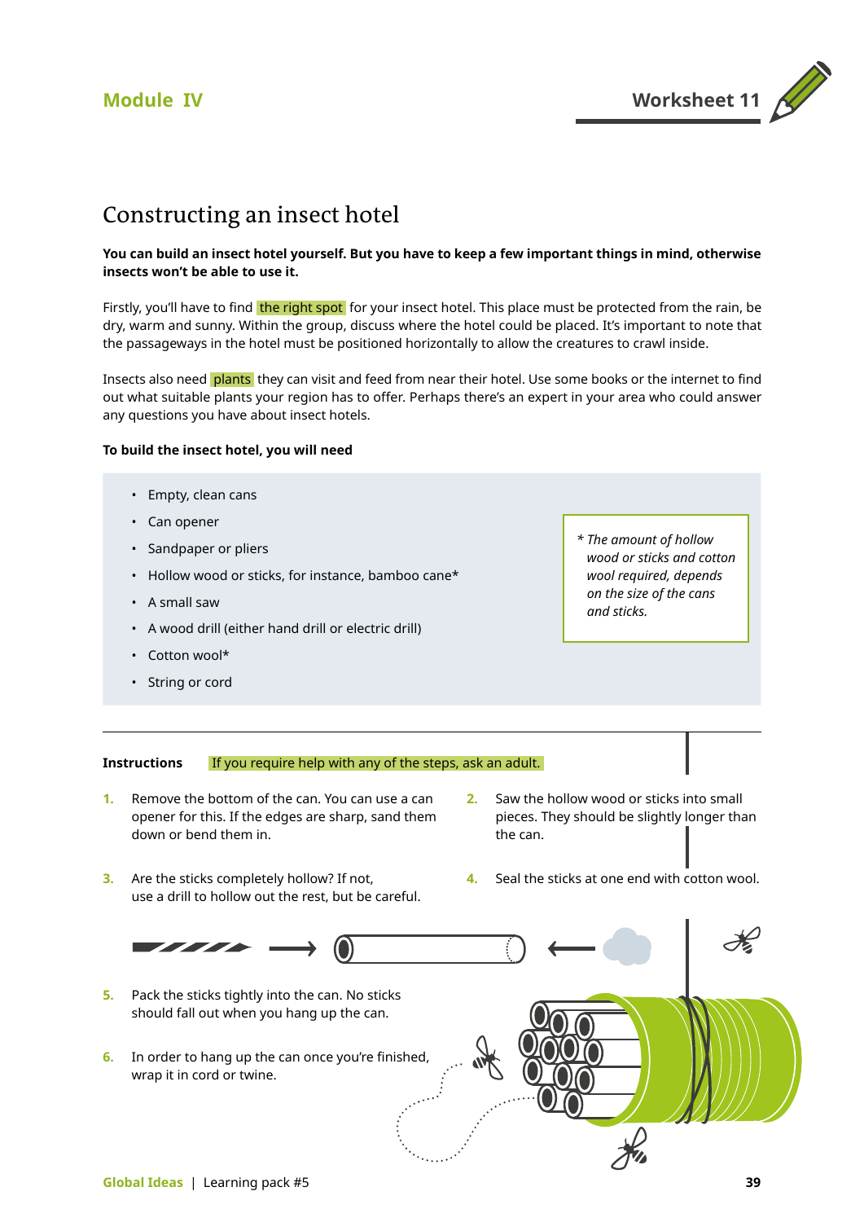Module IV

Worksheet 11

# Constructing an insect hotel

**You can build an insect hotel yourself. But you have to keep a few important things in mind, otherwise insects won't be able to use it.**

Firstly, you'll have to find the right spot for your insect hotel. This place must be protected from the rain, be dry, warm and sunny. Within the group, discuss where the hotel could be placed. It's important to note that the passageways in the hotel must be positioned horizontally to allow the creatures to crawl inside.

Insects also need plants they can visit and feed from near their hotel. Use some books or the internet to find out what suitable plants your region has to offer. Perhaps there's an expert in your area who could answer any questions you have about insect hotels.

**To build the insect hotel, you will need**

- Empty, clean cans
- Can opener
- Sandpaper or pliers
- Hollow wood or sticks, for instance, bamboo cane*
- A small saw
- A wood drill (either hand drill or electric drill)
- Cotton wool*
- String or cord

*\* The amount of hollow wood or sticks and cotton wool required, depends on the size of the cans and sticks.*

**Instructions** If you require help with any of the steps, ask an adult.

1. Remove the bottom of the can. You can use a can opener for this. If the edges are sharp, sand them down or bend them in.
2. Saw the hollow wood or sticks into small pieces. They should be slightly longer than the can.
3. Are the sticks completely hollow? If not, use a drill to hollow out the rest, but be careful.
4. Seal the sticks at one end with cotton wool.
5. Pack the sticks tightly into the can. No sticks should fall out when you hang up the can.
6. In order to hang up the can once you're finished, wrap it in cord or twine.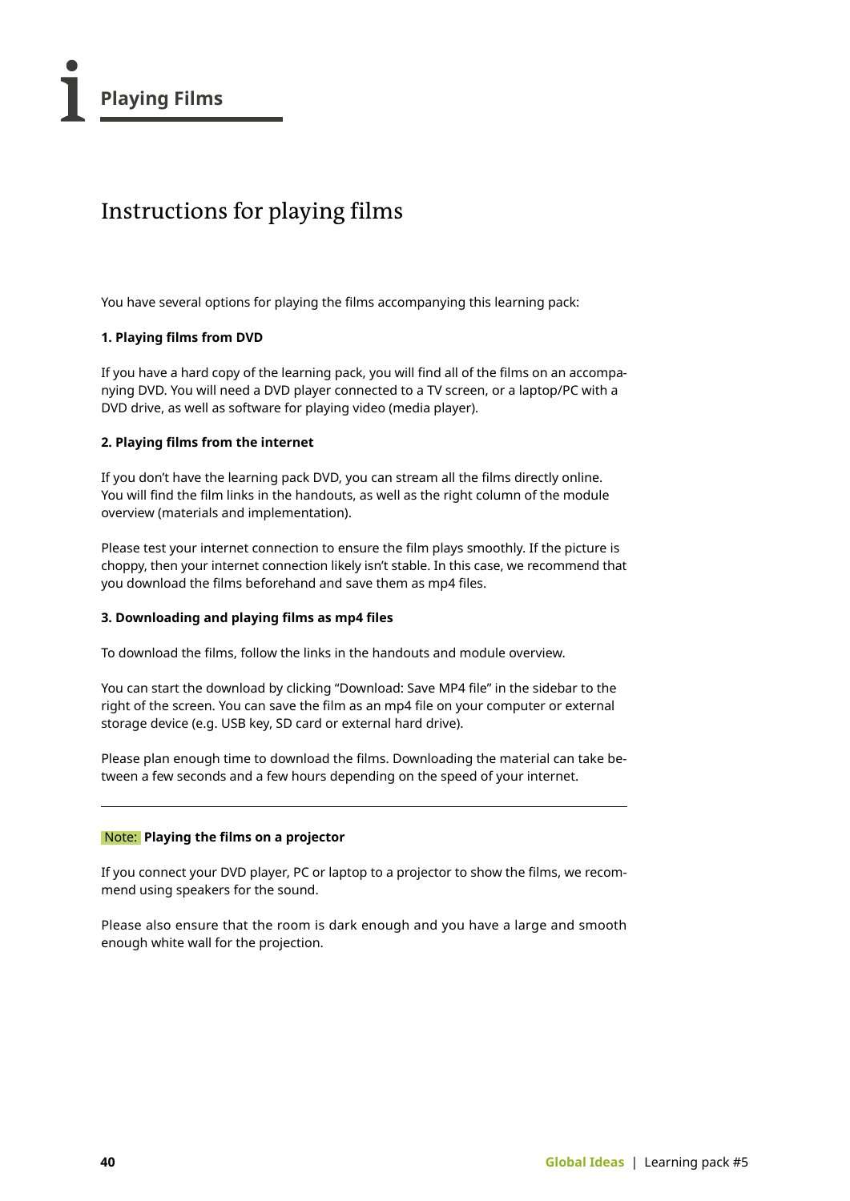# Playing Films

## Instructions for playing films

You have several options for playing the films accompanying this learning pack:

**1. Playing films from DVD**

If you have a hard copy of the learning pack, you will find all of the films on an accompanying DVD. You will need a DVD player connected to a TV screen, or a laptop/PC with a DVD drive, as well as software for playing video (media player).

**2. Playing films from the internet**

If you don't have the learning pack DVD, you can stream all the films directly online. You will find the film links in the handouts, as well as the right column of the module overview (materials and implementation).

Please test your internet connection to ensure the film plays smoothly. If the picture is choppy, then your internet connection likely isn't stable. In this case, we recommend that you download the films beforehand and save them as mp4 files.

**3. Downloading and playing films as mp4 files**

To download the films, follow the links in the handouts and module overview.

You can start the download by clicking "Download: Save MP4 file" in the sidebar to the right of the screen. You can save the film as an mp4 file on your computer or external storage device (e.g. USB key, SD card or external hard drive).

Please plan enough time to download the films. Downloading the material can take between a few seconds and a few hours depending on the speed of your internet.

---

Note: **Playing the films on a projector**

If you connect your DVD player, PC or laptop to a projector to show the films, we recommend using speakers for the sound.

Please also ensure that the room is dark enough and you have a large and smooth enough white wall for the projection.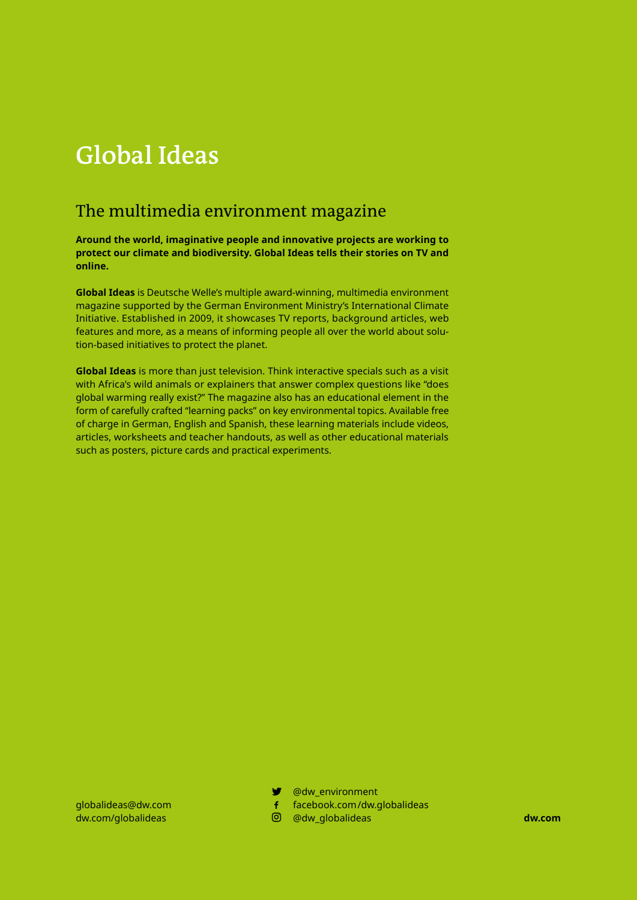# Global Ideas

## The multimedia environment magazine

**Around the world, imaginative people and innovative projects are working to protect our climate and biodiversity. Global Ideas tells their stories on TV and online.**

**Global Ideas** is Deutsche Welle's multiple award-winning, multimedia environment magazine supported by the German Environment Ministry's International Climate Initiative. Established in 2009, it showcases TV reports, background articles, web features and more, as a means of informing people all over the world about solution-based initiatives to protect the planet.

**Global Ideas** is more than just television. Think interactive specials such as a visit with Africa's wild animals or explainers that answer complex questions like "does global warming really exist?" The magazine also has an educational element in the form of carefully crafted "learning packs" on key environmental topics. Available free of charge in German, English and Spanish, these learning materials include videos, articles, worksheets and teacher handouts, as well as other educational materials such as posters, picture cards and practical experiments.

globalideas@dw.com
dw.com/globalideas

@dw_environment
facebook.com/dw.globalideas
@dw_globalideas

**dw.com**